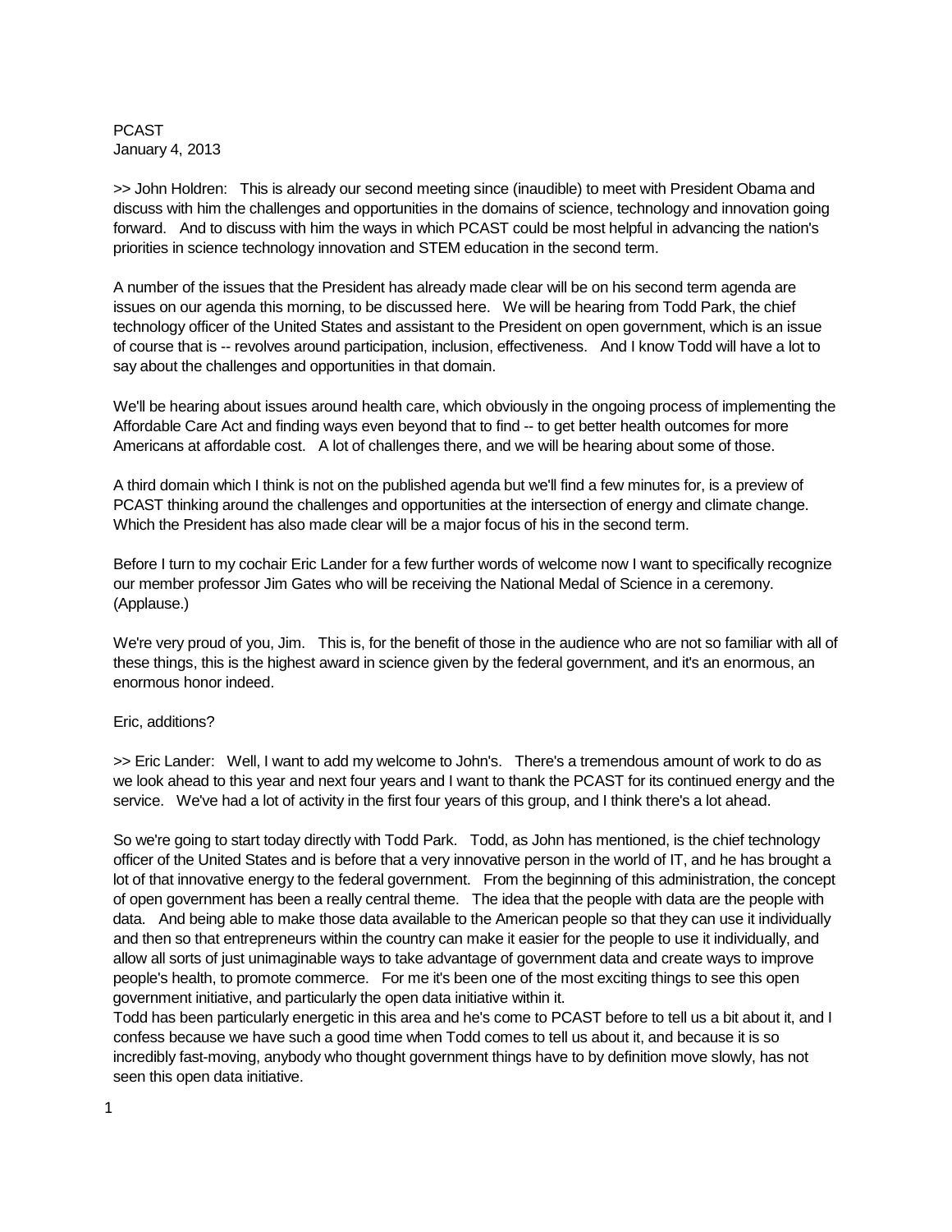PCAST
January 4, 2013

>> John Holdren: This is already our second meeting since (inaudible) to meet with President Obama and discuss with him the challenges and opportunities in the domains of science, technology and innovation going forward. And to discuss with him the ways in which PCAST could be most helpful in advancing the nation's priorities in science technology innovation and STEM education in the second term.

A number of the issues that the President has already made clear will be on his second term agenda are issues on our agenda this morning, to be discussed here. We will be hearing from Todd Park, the chief technology officer of the United States and assistant to the President on open government, which is an issue of course that is -- revolves around participation, inclusion, effectiveness. And I know Todd will have a lot to say about the challenges and opportunities in that domain.

We'll be hearing about issues around health care, which obviously in the ongoing process of implementing the Affordable Care Act and finding ways even beyond that to find -- to get better health outcomes for more Americans at affordable cost. A lot of challenges there, and we will be hearing about some of those.

A third domain which I think is not on the published agenda but we'll find a few minutes for, is a preview of PCAST thinking around the challenges and opportunities at the intersection of energy and climate change. Which the President has also made clear will be a major focus of his in the second term.

Before I turn to my cochair Eric Lander for a few further words of welcome now I want to specifically recognize our member professor Jim Gates who will be receiving the National Medal of Science in a ceremony. (Applause.)

We're very proud of you, Jim. This is, for the benefit of those in the audience who are not so familiar with all of these things, this is the highest award in science given by the federal government, and it's an enormous, an enormous honor indeed.

Eric, additions?

>> Eric Lander: Well, I want to add my welcome to John's. There's a tremendous amount of work to do as we look ahead to this year and next four years and I want to thank the PCAST for its continued energy and the service. We've had a lot of activity in the first four years of this group, and I think there's a lot ahead.

So we're going to start today directly with Todd Park. Todd, as John has mentioned, is the chief technology officer of the United States and is before that a very innovative person in the world of IT, and he has brought a lot of that innovative energy to the federal government. From the beginning of this administration, the concept of open government has been a really central theme. The idea that the people with data are the people with data. And being able to make those data available to the American people so that they can use it individually and then so that entrepreneurs within the country can make it easier for the people to use it individually, and allow all sorts of just unimaginable ways to take advantage of government data and create ways to improve people's health, to promote commerce. For me it's been one of the most exciting things to see this open government initiative, and particularly the open data initiative within it.
Todd has been particularly energetic in this area and he's come to PCAST before to tell us a bit about it, and I confess because we have such a good time when Todd comes to tell us about it, and because it is so incredibly fast-moving, anybody who thought government things have to by definition move slowly, has not seen this open data initiative.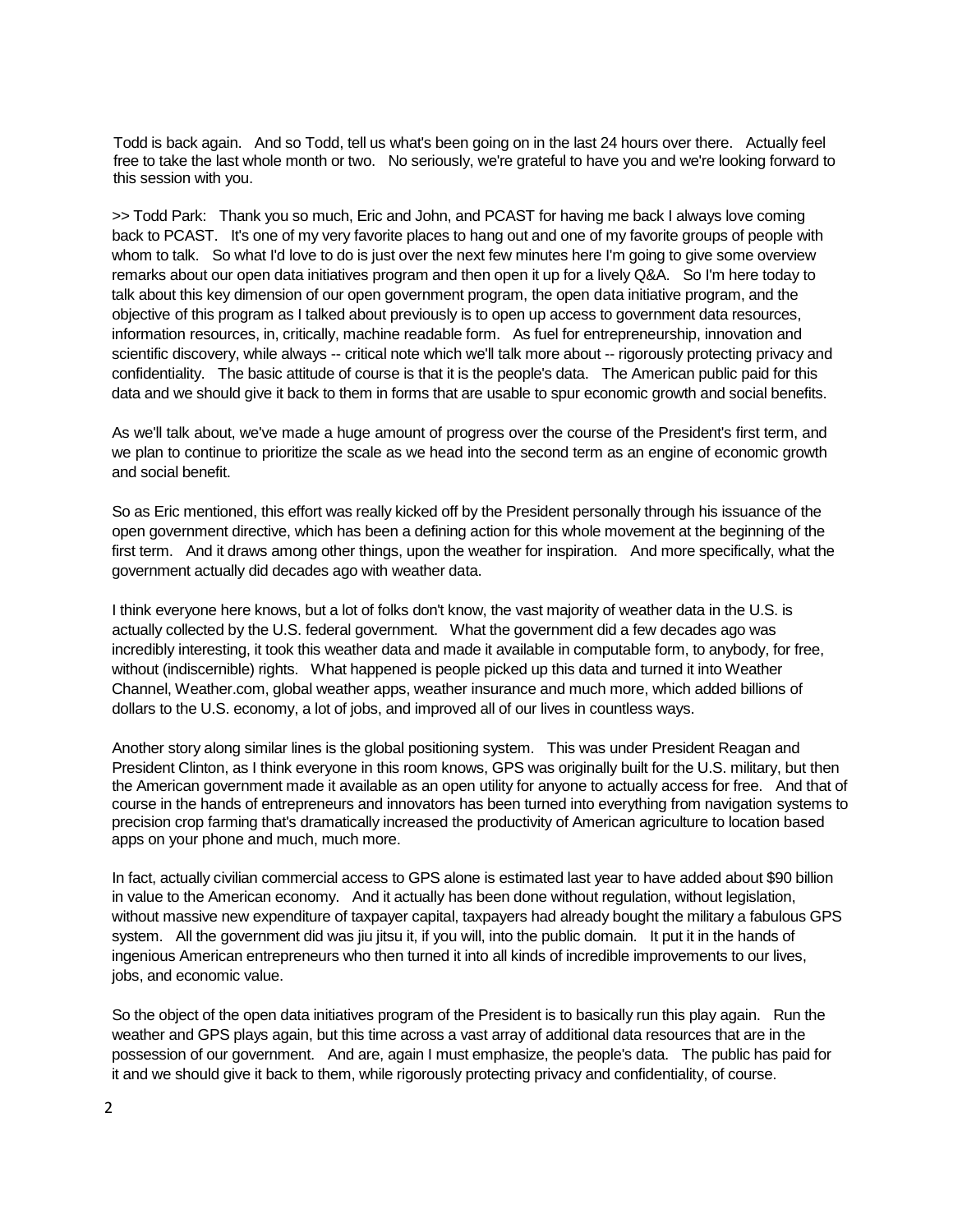Todd is back again. And so Todd, tell us what's been going on in the last 24 hours over there. Actually feel free to take the last whole month or two. No seriously, we're grateful to have you and we're looking forward to this session with you.

>> Todd Park: Thank you so much, Eric and John, and PCAST for having me back I always love coming back to PCAST. It's one of my very favorite places to hang out and one of my favorite groups of people with whom to talk. So what I'd love to do is just over the next few minutes here I'm going to give some overview remarks about our open data initiatives program and then open it up for a lively Q&A. So I'm here today to talk about this key dimension of our open government program, the open data initiative program, and the objective of this program as I talked about previously is to open up access to government data resources, information resources, in, critically, machine readable form. As fuel for entrepreneurship, innovation and scientific discovery, while always -- critical note which we'll talk more about -- rigorously protecting privacy and confidentiality. The basic attitude of course is that it is the people's data. The American public paid for this data and we should give it back to them in forms that are usable to spur economic growth and social benefits.

As we'll talk about, we've made a huge amount of progress over the course of the President's first term, and we plan to continue to prioritize the scale as we head into the second term as an engine of economic growth and social benefit.

So as Eric mentioned, this effort was really kicked off by the President personally through his issuance of the open government directive, which has been a defining action for this whole movement at the beginning of the first term. And it draws among other things, upon the weather for inspiration. And more specifically, what the government actually did decades ago with weather data.

I think everyone here knows, but a lot of folks don't know, the vast majority of weather data in the U.S. is actually collected by the U.S. federal government. What the government did a few decades ago was incredibly interesting, it took this weather data and made it available in computable form, to anybody, for free, without (indiscernible) rights. What happened is people picked up this data and turned it into Weather Channel, Weather.com, global weather apps, weather insurance and much more, which added billions of dollars to the U.S. economy, a lot of jobs, and improved all of our lives in countless ways.

Another story along similar lines is the global positioning system. This was under President Reagan and President Clinton, as I think everyone in this room knows, GPS was originally built for the U.S. military, but then the American government made it available as an open utility for anyone to actually access for free. And that of course in the hands of entrepreneurs and innovators has been turned into everything from navigation systems to precision crop farming that's dramatically increased the productivity of American agriculture to location based apps on your phone and much, much more.

In fact, actually civilian commercial access to GPS alone is estimated last year to have added about $90 billion in value to the American economy. And it actually has been done without regulation, without legislation, without massive new expenditure of taxpayer capital, taxpayers had already bought the military a fabulous GPS system. All the government did was jiu jitsu it, if you will, into the public domain. It put it in the hands of ingenious American entrepreneurs who then turned it into all kinds of incredible improvements to our lives, jobs, and economic value.

So the object of the open data initiatives program of the President is to basically run this play again. Run the weather and GPS plays again, but this time across a vast array of additional data resources that are in the possession of our government. And are, again I must emphasize, the people's data. The public has paid for it and we should give it back to them, while rigorously protecting privacy and confidentiality, of course.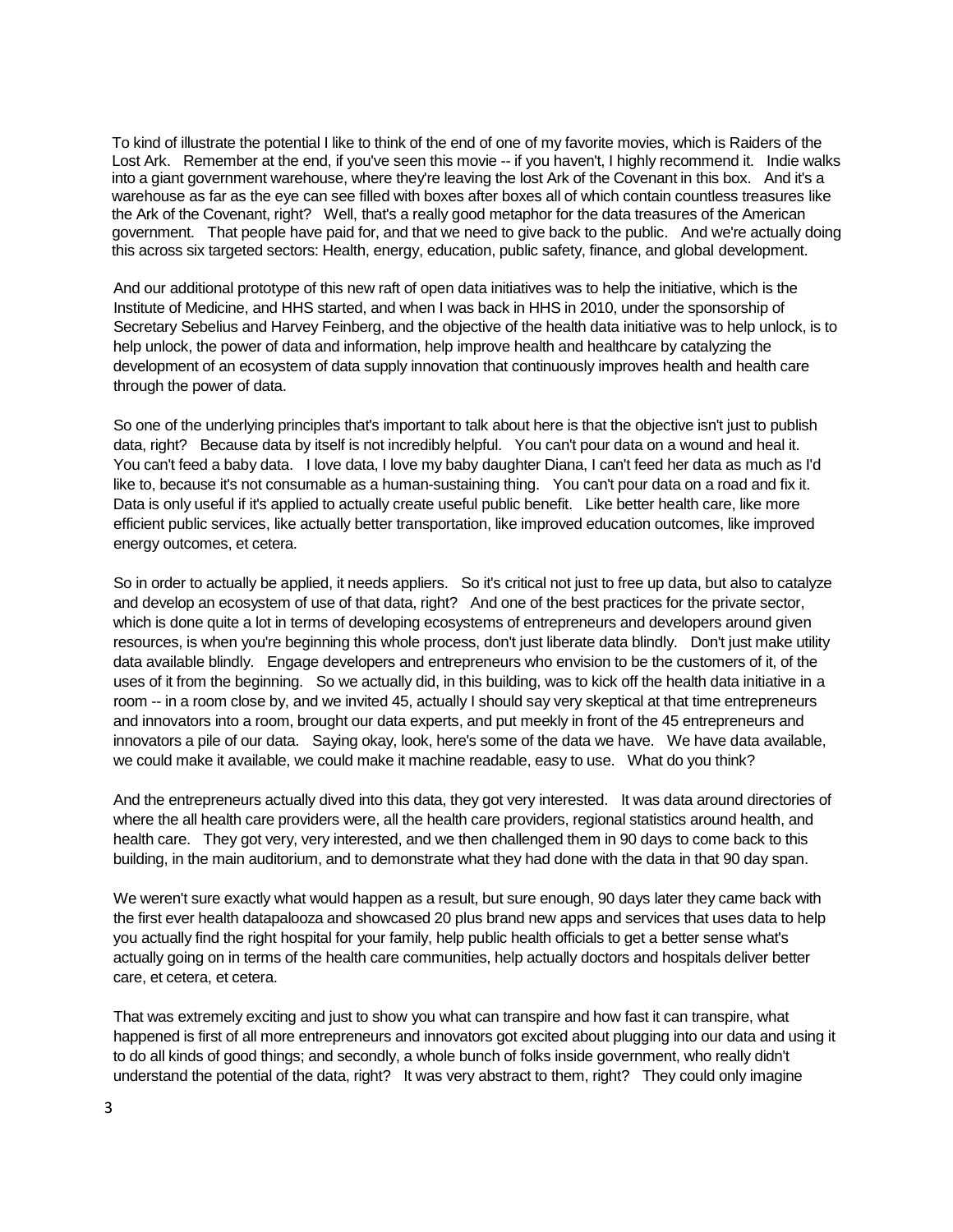To kind of illustrate the potential I like to think of the end of one of my favorite movies, which is Raiders of the Lost Ark. Remember at the end, if you've seen this movie -- if you haven't, I highly recommend it. Indie walks into a giant government warehouse, where they're leaving the lost Ark of the Covenant in this box. And it's a warehouse as far as the eye can see filled with boxes after boxes all of which contain countless treasures like the Ark of the Covenant, right? Well, that's a really good metaphor for the data treasures of the American government. That people have paid for, and that we need to give back to the public. And we're actually doing this across six targeted sectors: Health, energy, education, public safety, finance, and global development.

And our additional prototype of this new raft of open data initiatives was to help the initiative, which is the Institute of Medicine, and HHS started, and when I was back in HHS in 2010, under the sponsorship of Secretary Sebelius and Harvey Feinberg, and the objective of the health data initiative was to help unlock, is to help unlock, the power of data and information, help improve health and healthcare by catalyzing the development of an ecosystem of data supply innovation that continuously improves health and health care through the power of data.

So one of the underlying principles that's important to talk about here is that the objective isn't just to publish data, right? Because data by itself is not incredibly helpful. You can't pour data on a wound and heal it. You can't feed a baby data. I love data, I love my baby daughter Diana, I can't feed her data as much as I'd like to, because it's not consumable as a human-sustaining thing. You can't pour data on a road and fix it. Data is only useful if it's applied to actually create useful public benefit. Like better health care, like more efficient public services, like actually better transportation, like improved education outcomes, like improved energy outcomes, et cetera.

So in order to actually be applied, it needs appliers. So it's critical not just to free up data, but also to catalyze and develop an ecosystem of use of that data, right? And one of the best practices for the private sector, which is done quite a lot in terms of developing ecosystems of entrepreneurs and developers around given resources, is when you're beginning this whole process, don't just liberate data blindly. Don't just make utility data available blindly. Engage developers and entrepreneurs who envision to be the customers of it, of the uses of it from the beginning. So we actually did, in this building, was to kick off the health data initiative in a room -- in a room close by, and we invited 45, actually I should say very skeptical at that time entrepreneurs and innovators into a room, brought our data experts, and put meekly in front of the 45 entrepreneurs and innovators a pile of our data. Saying okay, look, here's some of the data we have. We have data available, we could make it available, we could make it machine readable, easy to use. What do you think?

And the entrepreneurs actually dived into this data, they got very interested. It was data around directories of where the all health care providers were, all the health care providers, regional statistics around health, and health care. They got very, very interested, and we then challenged them in 90 days to come back to this building, in the main auditorium, and to demonstrate what they had done with the data in that 90 day span.

We weren't sure exactly what would happen as a result, but sure enough, 90 days later they came back with the first ever health datapalooza and showcased 20 plus brand new apps and services that uses data to help you actually find the right hospital for your family, help public health officials to get a better sense what's actually going on in terms of the health care communities, help actually doctors and hospitals deliver better care, et cetera, et cetera.

That was extremely exciting and just to show you what can transpire and how fast it can transpire, what happened is first of all more entrepreneurs and innovators got excited about plugging into our data and using it to do all kinds of good things; and secondly, a whole bunch of folks inside government, who really didn't understand the potential of the data, right? It was very abstract to them, right? They could only imagine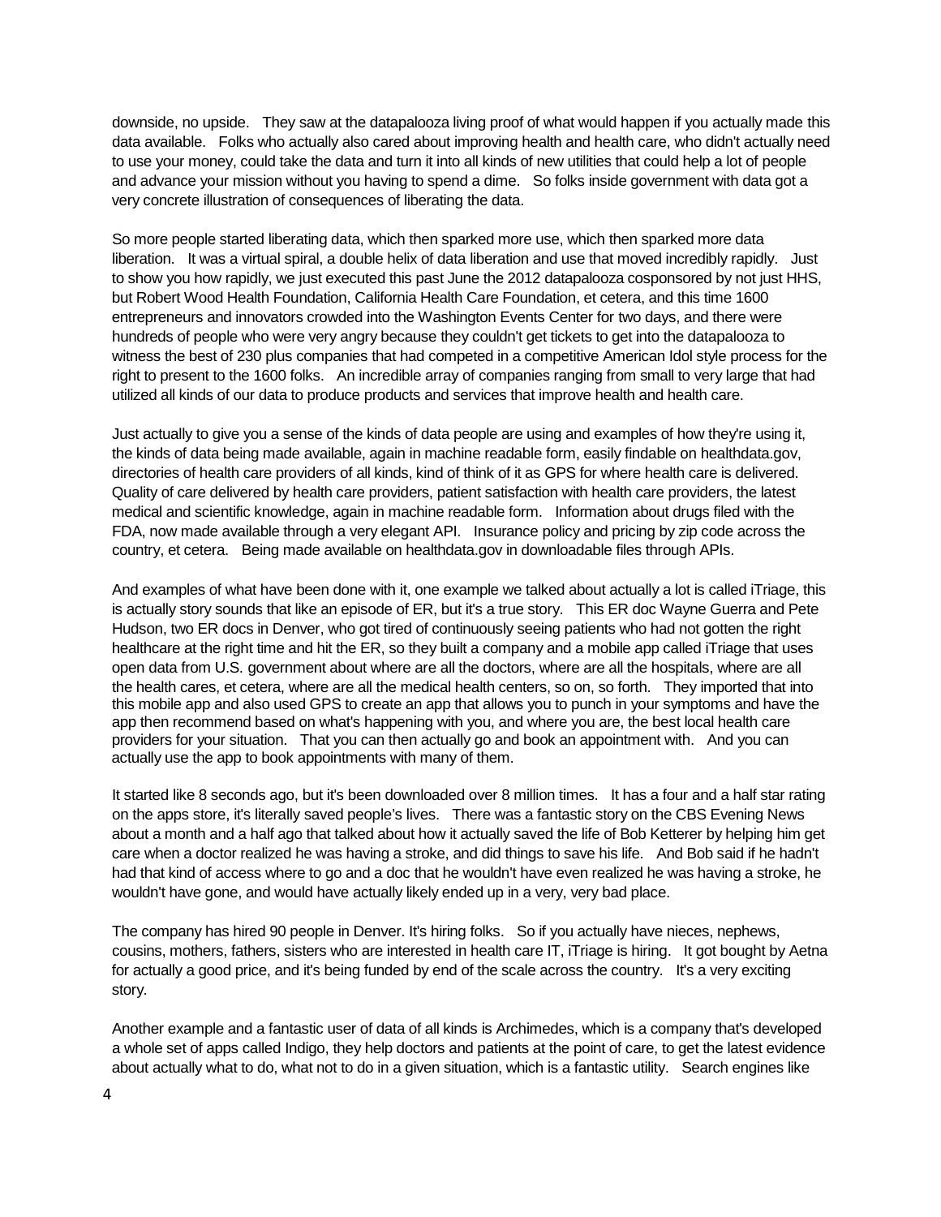downside, no upside. They saw at the datapalooza living proof of what would happen if you actually made this data available. Folks who actually also cared about improving health and health care, who didn't actually need to use your money, could take the data and turn it into all kinds of new utilities that could help a lot of people and advance your mission without you having to spend a dime. So folks inside government with data got a very concrete illustration of consequences of liberating the data.

So more people started liberating data, which then sparked more use, which then sparked more data liberation. It was a virtual spiral, a double helix of data liberation and use that moved incredibly rapidly. Just to show you how rapidly, we just executed this past June the 2012 datapalooza cosponsored by not just HHS, but Robert Wood Health Foundation, California Health Care Foundation, et cetera, and this time 1600 entrepreneurs and innovators crowded into the Washington Events Center for two days, and there were hundreds of people who were very angry because they couldn't get tickets to get into the datapalooza to witness the best of 230 plus companies that had competed in a competitive American Idol style process for the right to present to the 1600 folks. An incredible array of companies ranging from small to very large that had utilized all kinds of our data to produce products and services that improve health and health care.

Just actually to give you a sense of the kinds of data people are using and examples of how they're using it, the kinds of data being made available, again in machine readable form, easily findable on healthdata.gov, directories of health care providers of all kinds, kind of think of it as GPS for where health care is delivered. Quality of care delivered by health care providers, patient satisfaction with health care providers, the latest medical and scientific knowledge, again in machine readable form. Information about drugs filed with the FDA, now made available through a very elegant API. Insurance policy and pricing by zip code across the country, et cetera. Being made available on healthdata.gov in downloadable files through APIs.

And examples of what have been done with it, one example we talked about actually a lot is called iTriage, this is actually story sounds that like an episode of ER, but it's a true story. This ER doc Wayne Guerra and Pete Hudson, two ER docs in Denver, who got tired of continuously seeing patients who had not gotten the right healthcare at the right time and hit the ER, so they built a company and a mobile app called iTriage that uses open data from U.S. government about where are all the doctors, where are all the hospitals, where are all the health cares, et cetera, where are all the medical health centers, so on, so forth. They imported that into this mobile app and also used GPS to create an app that allows you to punch in your symptoms and have the app then recommend based on what's happening with you, and where you are, the best local health care providers for your situation. That you can then actually go and book an appointment with. And you can actually use the app to book appointments with many of them.

It started like 8 seconds ago, but it's been downloaded over 8 million times. It has a four and a half star rating on the apps store, it's literally saved people's lives. There was a fantastic story on the CBS Evening News about a month and a half ago that talked about how it actually saved the life of Bob Ketterer by helping him get care when a doctor realized he was having a stroke, and did things to save his life. And Bob said if he hadn't had that kind of access where to go and a doc that he wouldn't have even realized he was having a stroke, he wouldn't have gone, and would have actually likely ended up in a very, very bad place.

The company has hired 90 people in Denver. It's hiring folks. So if you actually have nieces, nephews, cousins, mothers, fathers, sisters who are interested in health care IT, iTriage is hiring. It got bought by Aetna for actually a good price, and it's being funded by end of the scale across the country. It's a very exciting story.

Another example and a fantastic user of data of all kinds is Archimedes, which is a company that's developed a whole set of apps called Indigo, they help doctors and patients at the point of care, to get the latest evidence about actually what to do, what not to do in a given situation, which is a fantastic utility. Search engines like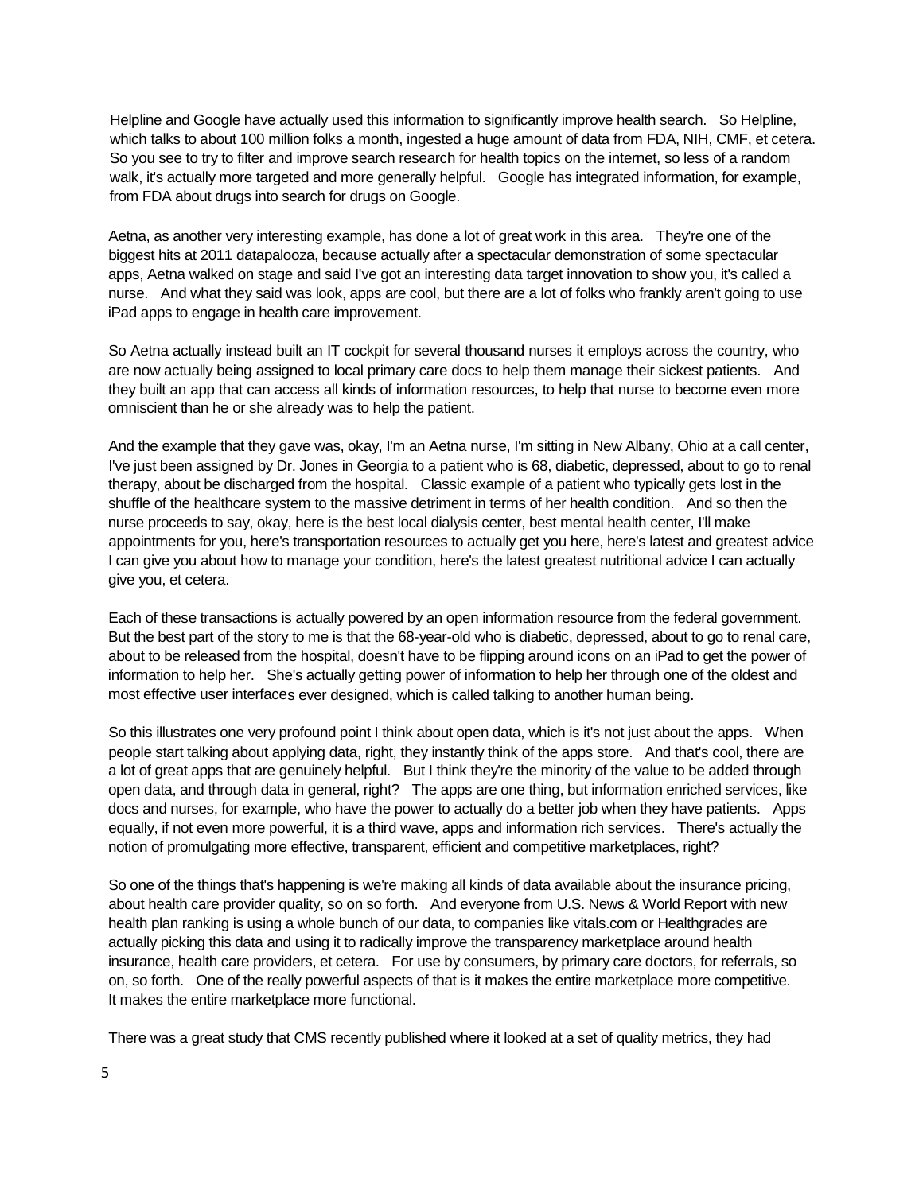Helpline and Google have actually used this information to significantly improve health search. So Helpline, which talks to about 100 million folks a month, ingested a huge amount of data from FDA, NIH, CMF, et cetera. So you see to try to filter and improve search research for health topics on the internet, so less of a random walk, it's actually more targeted and more generally helpful. Google has integrated information, for example, from FDA about drugs into search for drugs on Google.

Aetna, as another very interesting example, has done a lot of great work in this area. They're one of the biggest hits at 2011 datapalooza, because actually after a spectacular demonstration of some spectacular apps, Aetna walked on stage and said I've got an interesting data target innovation to show you, it's called a nurse. And what they said was look, apps are cool, but there are a lot of folks who frankly aren't going to use iPad apps to engage in health care improvement.

So Aetna actually instead built an IT cockpit for several thousand nurses it employs across the country, who are now actually being assigned to local primary care docs to help them manage their sickest patients. And they built an app that can access all kinds of information resources, to help that nurse to become even more omniscient than he or she already was to help the patient.

And the example that they gave was, okay, I'm an Aetna nurse, I'm sitting in New Albany, Ohio at a call center, I've just been assigned by Dr. Jones in Georgia to a patient who is 68, diabetic, depressed, about to go to renal therapy, about be discharged from the hospital. Classic example of a patient who typically gets lost in the shuffle of the healthcare system to the massive detriment in terms of her health condition. And so then the nurse proceeds to say, okay, here is the best local dialysis center, best mental health center, I'll make appointments for you, here's transportation resources to actually get you here, here's latest and greatest advice I can give you about how to manage your condition, here's the latest greatest nutritional advice I can actually give you, et cetera.

Each of these transactions is actually powered by an open information resource from the federal government. But the best part of the story to me is that the 68-year-old who is diabetic, depressed, about to go to renal care, about to be released from the hospital, doesn't have to be flipping around icons on an iPad to get the power of information to help her. She's actually getting power of information to help her through one of the oldest and most effective user interfaces ever designed, which is called talking to another human being.

So this illustrates one very profound point I think about open data, which is it's not just about the apps. When people start talking about applying data, right, they instantly think of the apps store. And that's cool, there are a lot of great apps that are genuinely helpful. But I think they're the minority of the value to be added through open data, and through data in general, right? The apps are one thing, but information enriched services, like docs and nurses, for example, who have the power to actually do a better job when they have patients. Apps equally, if not even more powerful, it is a third wave, apps and information rich services. There's actually the notion of promulgating more effective, transparent, efficient and competitive marketplaces, right?

So one of the things that's happening is we're making all kinds of data available about the insurance pricing, about health care provider quality, so on so forth. And everyone from U.S. News & World Report with new health plan ranking is using a whole bunch of our data, to companies like vitals.com or Healthgrades are actually picking this data and using it to radically improve the transparency marketplace around health insurance, health care providers, et cetera. For use by consumers, by primary care doctors, for referrals, so on, so forth. One of the really powerful aspects of that is it makes the entire marketplace more competitive. It makes the entire marketplace more functional.

There was a great study that CMS recently published where it looked at a set of quality metrics, they had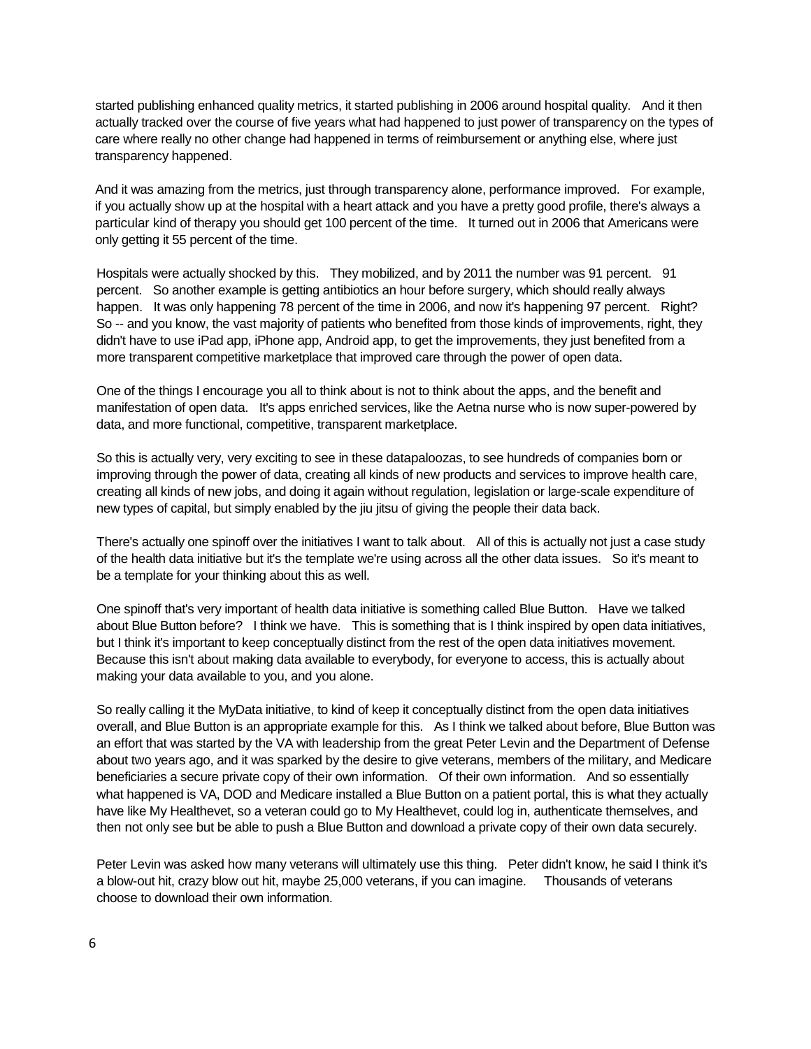started publishing enhanced quality metrics, it started publishing in 2006 around hospital quality. And it then actually tracked over the course of five years what had happened to just power of transparency on the types of care where really no other change had happened in terms of reimbursement or anything else, where just transparency happened.

And it was amazing from the metrics, just through transparency alone, performance improved. For example, if you actually show up at the hospital with a heart attack and you have a pretty good profile, there's always a particular kind of therapy you should get 100 percent of the time. It turned out in 2006 that Americans were only getting it 55 percent of the time.

Hospitals were actually shocked by this. They mobilized, and by 2011 the number was 91 percent. 91 percent. So another example is getting antibiotics an hour before surgery, which should really always happen. It was only happening 78 percent of the time in 2006, and now it's happening 97 percent. Right? So -- and you know, the vast majority of patients who benefited from those kinds of improvements, right, they didn't have to use iPad app, iPhone app, Android app, to get the improvements, they just benefited from a more transparent competitive marketplace that improved care through the power of open data.

One of the things I encourage you all to think about is not to think about the apps, and the benefit and manifestation of open data. It's apps enriched services, like the Aetna nurse who is now super-powered by data, and more functional, competitive, transparent marketplace.

So this is actually very, very exciting to see in these datapaloozas, to see hundreds of companies born or improving through the power of data, creating all kinds of new products and services to improve health care, creating all kinds of new jobs, and doing it again without regulation, legislation or large-scale expenditure of new types of capital, but simply enabled by the jiu jitsu of giving the people their data back.

There's actually one spinoff over the initiatives I want to talk about. All of this is actually not just a case study of the health data initiative but it's the template we're using across all the other data issues. So it's meant to be a template for your thinking about this as well.

One spinoff that's very important of health data initiative is something called Blue Button. Have we talked about Blue Button before? I think we have. This is something that is I think inspired by open data initiatives, but I think it's important to keep conceptually distinct from the rest of the open data initiatives movement. Because this isn't about making data available to everybody, for everyone to access, this is actually about making your data available to you, and you alone.

So really calling it the MyData initiative, to kind of keep it conceptually distinct from the open data initiatives overall, and Blue Button is an appropriate example for this. As I think we talked about before, Blue Button was an effort that was started by the VA with leadership from the great Peter Levin and the Department of Defense about two years ago, and it was sparked by the desire to give veterans, members of the military, and Medicare beneficiaries a secure private copy of their own information. Of their own information. And so essentially what happened is VA, DOD and Medicare installed a Blue Button on a patient portal, this is what they actually have like My Healthevet, so a veteran could go to My Healthevet, could log in, authenticate themselves, and then not only see but be able to push a Blue Button and download a private copy of their own data securely.

Peter Levin was asked how many veterans will ultimately use this thing. Peter didn't know, he said I think it's a blow-out hit, crazy blow out hit, maybe 25,000 veterans, if you can imagine. Thousands of veterans choose to download their own information.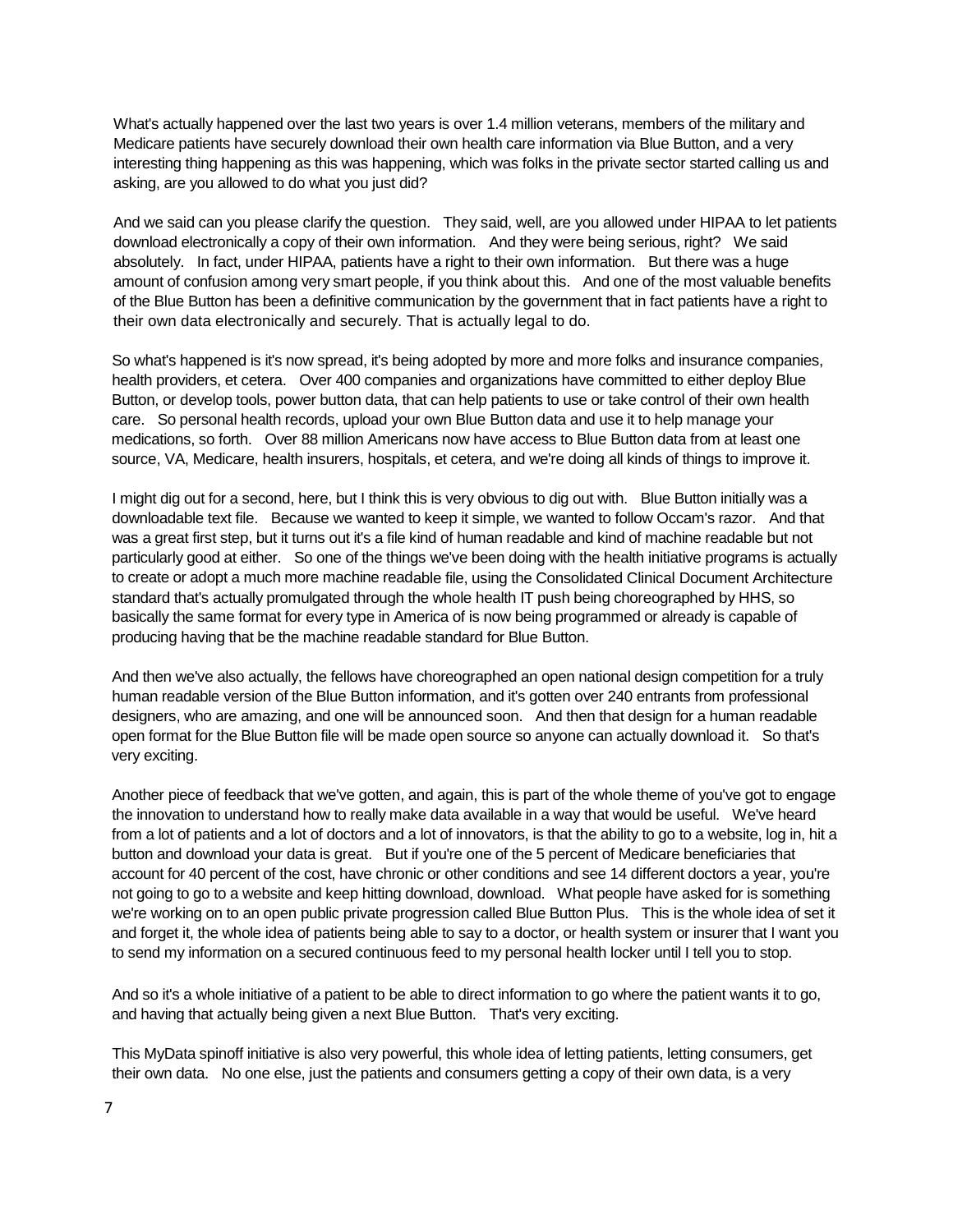What's actually happened over the last two years is over 1.4 million veterans, members of the military and Medicare patients have securely download their own health care information via Blue Button, and a very interesting thing happening as this was happening, which was folks in the private sector started calling us and asking, are you allowed to do what you just did?

And we said can you please clarify the question. They said, well, are you allowed under HIPAA to let patients download electronically a copy of their own information. And they were being serious, right? We said absolutely. In fact, under HIPAA, patients have a right to their own information. But there was a huge amount of confusion among very smart people, if you think about this. And one of the most valuable benefits of the Blue Button has been a definitive communication by the government that in fact patients have a right to their own data electronically and securely. That is actually legal to do.

So what's happened is it's now spread, it's being adopted by more and more folks and insurance companies, health providers, et cetera. Over 400 companies and organizations have committed to either deploy Blue Button, or develop tools, power button data, that can help patients to use or take control of their own health care. So personal health records, upload your own Blue Button data and use it to help manage your medications, so forth. Over 88 million Americans now have access to Blue Button data from at least one source, VA, Medicare, health insurers, hospitals, et cetera, and we're doing all kinds of things to improve it.

I might dig out for a second, here, but I think this is very obvious to dig out with. Blue Button initially was a downloadable text file. Because we wanted to keep it simple, we wanted to follow Occam's razor. And that was a great first step, but it turns out it's a file kind of human readable and kind of machine readable but not particularly good at either. So one of the things we've been doing with the health initiative programs is actually to create or adopt a much more machine readable file, using the Consolidated Clinical Document Architecture standard that's actually promulgated through the whole health IT push being choreographed by HHS, so basically the same format for every type in America of is now being programmed or already is capable of producing having that be the machine readable standard for Blue Button.

And then we've also actually, the fellows have choreographed an open national design competition for a truly human readable version of the Blue Button information, and it's gotten over 240 entrants from professional designers, who are amazing, and one will be announced soon. And then that design for a human readable open format for the Blue Button file will be made open source so anyone can actually download it. So that's very exciting.

Another piece of feedback that we've gotten, and again, this is part of the whole theme of you've got to engage the innovation to understand how to really make data available in a way that would be useful. We've heard from a lot of patients and a lot of doctors and a lot of innovators, is that the ability to go to a website, log in, hit a button and download your data is great. But if you're one of the 5 percent of Medicare beneficiaries that account for 40 percent of the cost, have chronic or other conditions and see 14 different doctors a year, you're not going to go to a website and keep hitting download, download. What people have asked for is something we're working on to an open public private progression called Blue Button Plus. This is the whole idea of set it and forget it, the whole idea of patients being able to say to a doctor, or health system or insurer that I want you to send my information on a secured continuous feed to my personal health locker until I tell you to stop.

And so it's a whole initiative of a patient to be able to direct information to go where the patient wants it to go, and having that actually being given a next Blue Button. That's very exciting.

This MyData spinoff initiative is also very powerful, this whole idea of letting patients, letting consumers, get their own data. No one else, just the patients and consumers getting a copy of their own data, is a very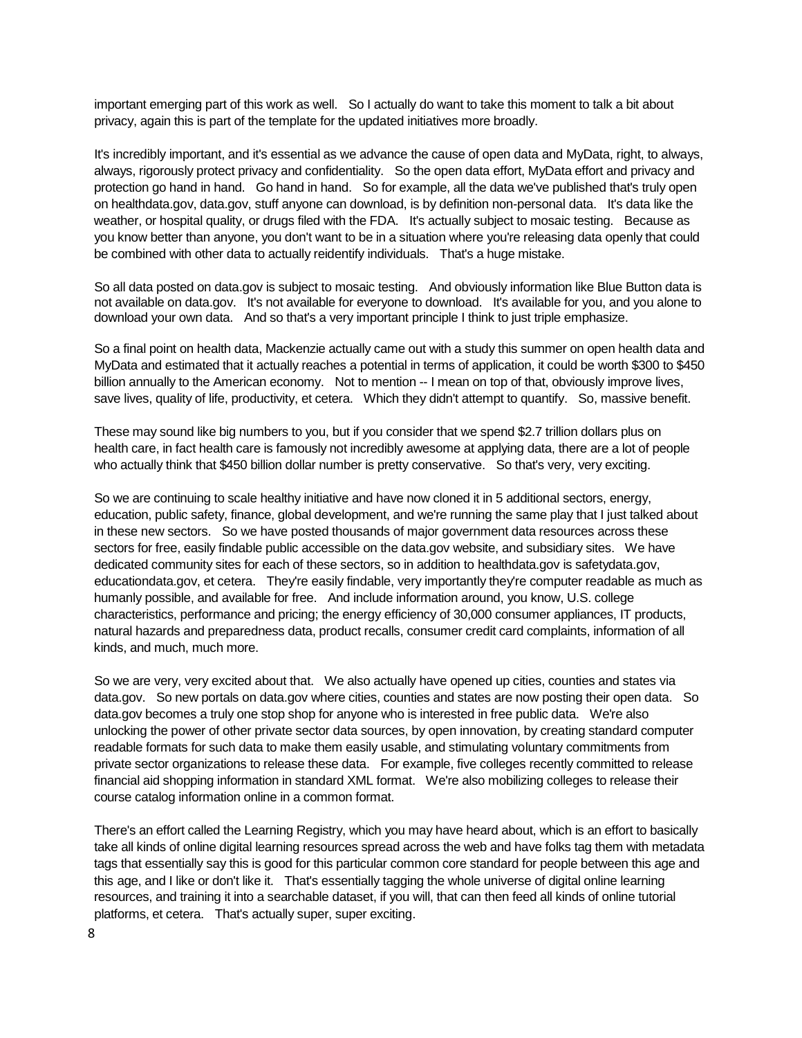important emerging part of this work as well. So I actually do want to take this moment to talk a bit about privacy, again this is part of the template for the updated initiatives more broadly.

It's incredibly important, and it's essential as we advance the cause of open data and MyData, right, to always, always, rigorously protect privacy and confidentiality. So the open data effort, MyData effort and privacy and protection go hand in hand. Go hand in hand. So for example, all the data we've published that's truly open on healthdata.gov, data.gov, stuff anyone can download, is by definition non-personal data. It's data like the weather, or hospital quality, or drugs filed with the FDA. It's actually subject to mosaic testing. Because as you know better than anyone, you don't want to be in a situation where you're releasing data openly that could be combined with other data to actually reidentify individuals. That's a huge mistake.

So all data posted on data.gov is subject to mosaic testing. And obviously information like Blue Button data is not available on data.gov. It's not available for everyone to download. It's available for you, and you alone to download your own data. And so that's a very important principle I think to just triple emphasize.

So a final point on health data, Mackenzie actually came out with a study this summer on open health data and MyData and estimated that it actually reaches a potential in terms of application, it could be worth $300 to $450 billion annually to the American economy. Not to mention -- I mean on top of that, obviously improve lives, save lives, quality of life, productivity, et cetera. Which they didn't attempt to quantify. So, massive benefit.

These may sound like big numbers to you, but if you consider that we spend $2.7 trillion dollars plus on health care, in fact health care is famously not incredibly awesome at applying data, there are a lot of people who actually think that $450 billion dollar number is pretty conservative. So that's very, very exciting.

So we are continuing to scale healthy initiative and have now cloned it in 5 additional sectors, energy, education, public safety, finance, global development, and we're running the same play that I just talked about in these new sectors. So we have posted thousands of major government data resources across these sectors for free, easily findable public accessible on the data.gov website, and subsidiary sites. We have dedicated community sites for each of these sectors, so in addition to healthdata.gov is safetydata.gov, educationdata.gov, et cetera. They're easily findable, very importantly they're computer readable as much as humanly possible, and available for free. And include information around, you know, U.S. college characteristics, performance and pricing; the energy efficiency of 30,000 consumer appliances, IT products, natural hazards and preparedness data, product recalls, consumer credit card complaints, information of all kinds, and much, much more.

So we are very, very excited about that. We also actually have opened up cities, counties and states via data.gov. So new portals on data.gov where cities, counties and states are now posting their open data. So data.gov becomes a truly one stop shop for anyone who is interested in free public data. We're also unlocking the power of other private sector data sources, by open innovation, by creating standard computer readable formats for such data to make them easily usable, and stimulating voluntary commitments from private sector organizations to release these data. For example, five colleges recently committed to release financial aid shopping information in standard XML format. We're also mobilizing colleges to release their course catalog information online in a common format.

There's an effort called the Learning Registry, which you may have heard about, which is an effort to basically take all kinds of online digital learning resources spread across the web and have folks tag them with metadata tags that essentially say this is good for this particular common core standard for people between this age and this age, and I like or don't like it. That's essentially tagging the whole universe of digital online learning resources, and training it into a searchable dataset, if you will, that can then feed all kinds of online tutorial platforms, et cetera. That's actually super, super exciting.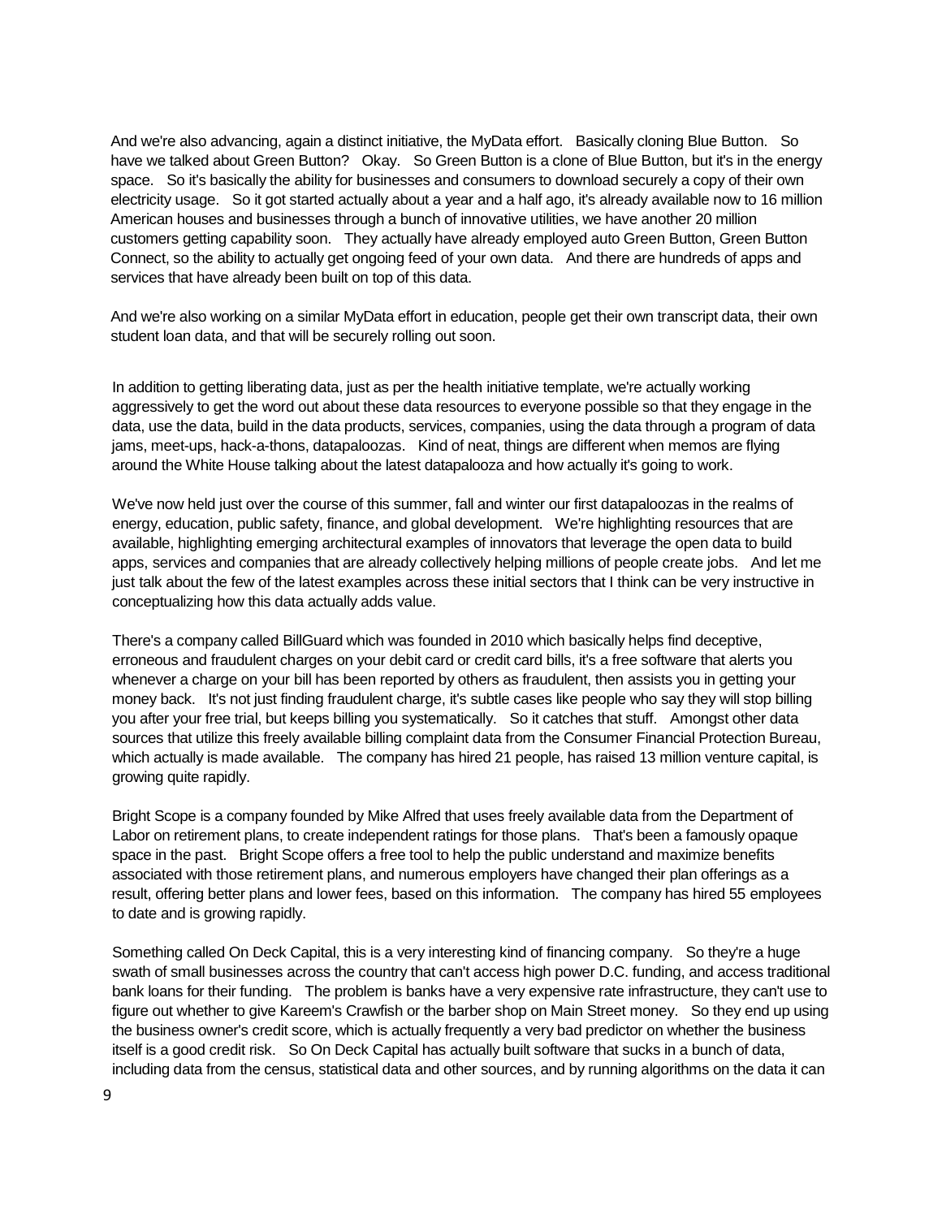And we're also advancing, again a distinct initiative, the MyData effort. Basically cloning Blue Button. So have we talked about Green Button? Okay. So Green Button is a clone of Blue Button, but it's in the energy space. So it's basically the ability for businesses and consumers to download securely a copy of their own electricity usage. So it got started actually about a year and a half ago, it's already available now to 16 million American houses and businesses through a bunch of innovative utilities, we have another 20 million customers getting capability soon. They actually have already employed auto Green Button, Green Button Connect, so the ability to actually get ongoing feed of your own data. And there are hundreds of apps and services that have already been built on top of this data.

And we're also working on a similar MyData effort in education, people get their own transcript data, their own student loan data, and that will be securely rolling out soon.

In addition to getting liberating data, just as per the health initiative template, we're actually working aggressively to get the word out about these data resources to everyone possible so that they engage in the data, use the data, build in the data products, services, companies, using the data through a program of data jams, meet-ups, hack-a-thons, datapaloozas. Kind of neat, things are different when memos are flying around the White House talking about the latest datapalooza and how actually it's going to work.

We've now held just over the course of this summer, fall and winter our first datapaloozas in the realms of energy, education, public safety, finance, and global development. We're highlighting resources that are available, highlighting emerging architectural examples of innovators that leverage the open data to build apps, services and companies that are already collectively helping millions of people create jobs. And let me just talk about the few of the latest examples across these initial sectors that I think can be very instructive in conceptualizing how this data actually adds value.

There's a company called BillGuard which was founded in 2010 which basically helps find deceptive, erroneous and fraudulent charges on your debit card or credit card bills, it's a free software that alerts you whenever a charge on your bill has been reported by others as fraudulent, then assists you in getting your money back. It's not just finding fraudulent charge, it's subtle cases like people who say they will stop billing you after your free trial, but keeps billing you systematically. So it catches that stuff. Amongst other data sources that utilize this freely available billing complaint data from the Consumer Financial Protection Bureau, which actually is made available. The company has hired 21 people, has raised 13 million venture capital, is growing quite rapidly.

Bright Scope is a company founded by Mike Alfred that uses freely available data from the Department of Labor on retirement plans, to create independent ratings for those plans. That's been a famously opaque space in the past. Bright Scope offers a free tool to help the public understand and maximize benefits associated with those retirement plans, and numerous employers have changed their plan offerings as a result, offering better plans and lower fees, based on this information. The company has hired 55 employees to date and is growing rapidly.

Something called On Deck Capital, this is a very interesting kind of financing company. So they're a huge swath of small businesses across the country that can't access high power D.C. funding, and access traditional bank loans for their funding. The problem is banks have a very expensive rate infrastructure, they can't use to figure out whether to give Kareem's Crawfish or the barber shop on Main Street money. So they end up using the business owner's credit score, which is actually frequently a very bad predictor on whether the business itself is a good credit risk. So On Deck Capital has actually built software that sucks in a bunch of data, including data from the census, statistical data and other sources, and by running algorithms on the data it can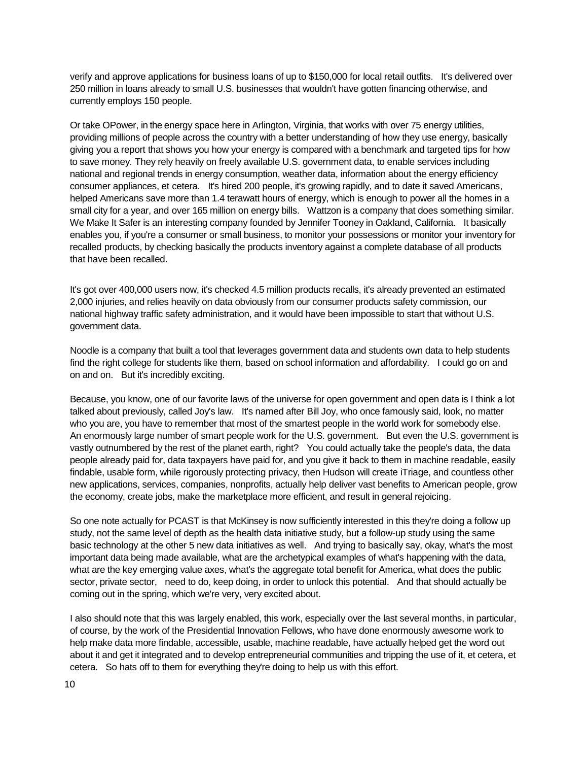verify and approve applications for business loans of up to $150,000 for local retail outfits. It's delivered over 250 million in loans already to small U.S. businesses that wouldn't have gotten financing otherwise, and currently employs 150 people.

Or take OPower, in the energy space here in Arlington, Virginia, that works with over 75 energy utilities, providing millions of people across the country with a better understanding of how they use energy, basically giving you a report that shows you how your energy is compared with a benchmark and targeted tips for how to save money. They rely heavily on freely available U.S. government data, to enable services including national and regional trends in energy consumption, weather data, information about the energy efficiency consumer appliances, et cetera. It's hired 200 people, it's growing rapidly, and to date it saved Americans, helped Americans save more than 1.4 terawatt hours of energy, which is enough to power all the homes in a small city for a year, and over 165 million on energy bills. Wattzon is a company that does something similar. We Make It Safer is an interesting company founded by Jennifer Tooney in Oakland, California. It basically enables you, if you're a consumer or small business, to monitor your possessions or monitor your inventory for recalled products, by checking basically the products inventory against a complete database of all products that have been recalled.

It's got over 400,000 users now, it's checked 4.5 million products recalls, it's already prevented an estimated 2,000 injuries, and relies heavily on data obviously from our consumer products safety commission, our national highway traffic safety administration, and it would have been impossible to start that without U.S. government data.

Noodle is a company that built a tool that leverages government data and students own data to help students find the right college for students like them, based on school information and affordability. I could go on and on and on. But it's incredibly exciting.

Because, you know, one of our favorite laws of the universe for open government and open data is I think a lot talked about previously, called Joy's law. It's named after Bill Joy, who once famously said, look, no matter who you are, you have to remember that most of the smartest people in the world work for somebody else. An enormously large number of smart people work for the U.S. government. But even the U.S. government is vastly outnumbered by the rest of the planet earth, right? You could actually take the people's data, the data people already paid for, data taxpayers have paid for, and you give it back to them in machine readable, easily findable, usable form, while rigorously protecting privacy, then Hudson will create iTriage, and countless other new applications, services, companies, nonprofits, actually help deliver vast benefits to American people, grow the economy, create jobs, make the marketplace more efficient, and result in general rejoicing.

So one note actually for PCAST is that McKinsey is now sufficiently interested in this they're doing a follow up study, not the same level of depth as the health data initiative study, but a follow-up study using the same basic technology at the other 5 new data initiatives as well. And trying to basically say, okay, what's the most important data being made available, what are the archetypical examples of what's happening with the data, what are the key emerging value axes, what's the aggregate total benefit for America, what does the public sector, private sector, need to do, keep doing, in order to unlock this potential. And that should actually be coming out in the spring, which we're very, very excited about.

I also should note that this was largely enabled, this work, especially over the last several months, in particular, of course, by the work of the Presidential Innovation Fellows, who have done enormously awesome work to help make data more findable, accessible, usable, machine readable, have actually helped get the word out about it and get it integrated and to develop entrepreneurial communities and tripping the use of it, et cetera, et cetera. So hats off to them for everything they're doing to help us with this effort.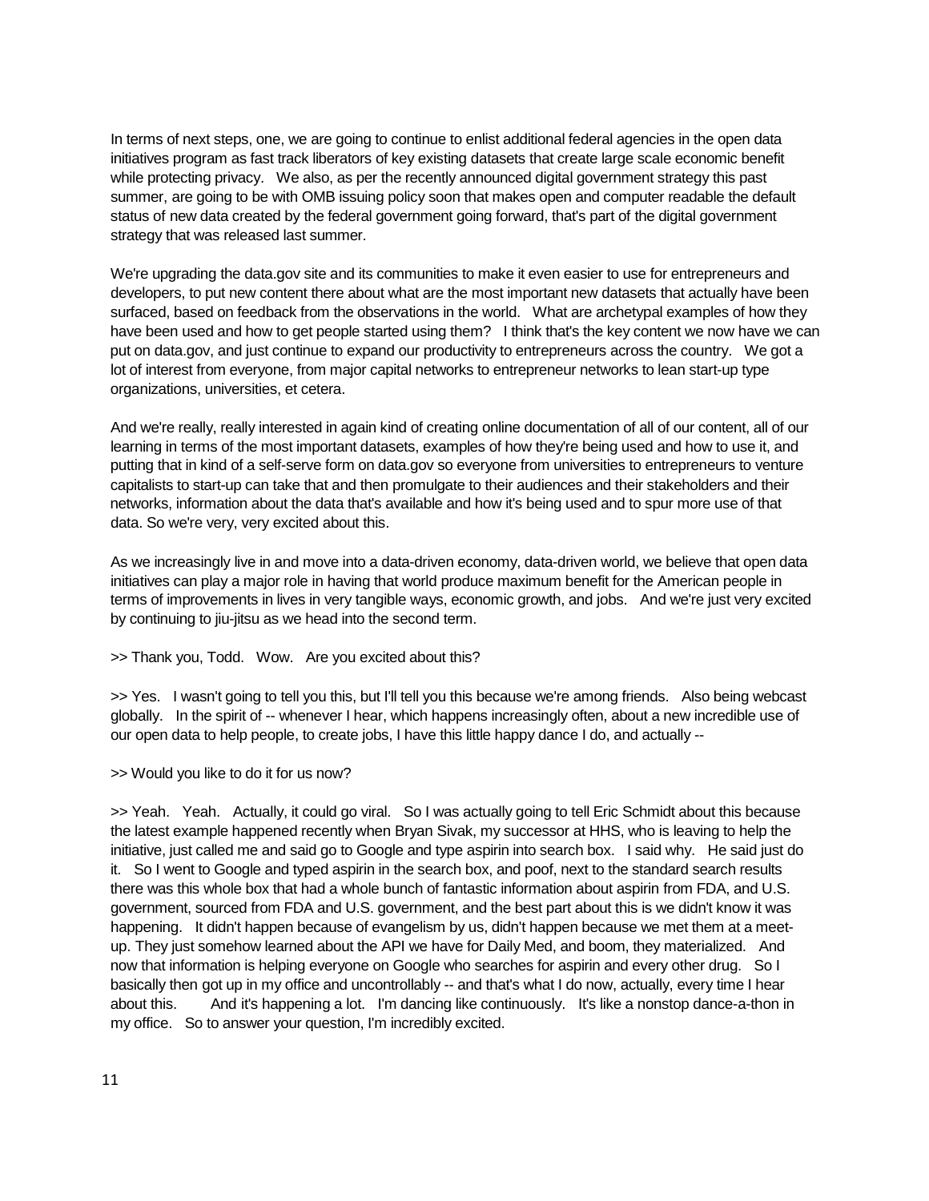In terms of next steps, one, we are going to continue to enlist additional federal agencies in the open data initiatives program as fast track liberators of key existing datasets that create large scale economic benefit while protecting privacy. We also, as per the recently announced digital government strategy this past summer, are going to be with OMB issuing policy soon that makes open and computer readable the default status of new data created by the federal government going forward, that's part of the digital government strategy that was released last summer.

We're upgrading the data.gov site and its communities to make it even easier to use for entrepreneurs and developers, to put new content there about what are the most important new datasets that actually have been surfaced, based on feedback from the observations in the world. What are archetypal examples of how they have been used and how to get people started using them? I think that's the key content we now have we can put on data.gov, and just continue to expand our productivity to entrepreneurs across the country. We got a lot of interest from everyone, from major capital networks to entrepreneur networks to lean start-up type organizations, universities, et cetera.

And we're really, really interested in again kind of creating online documentation of all of our content, all of our learning in terms of the most important datasets, examples of how they're being used and how to use it, and putting that in kind of a self-serve form on data.gov so everyone from universities to entrepreneurs to venture capitalists to start-up can take that and then promulgate to their audiences and their stakeholders and their networks, information about the data that's available and how it's being used and to spur more use of that data. So we're very, very excited about this.

As we increasingly live in and move into a data-driven economy, data-driven world, we believe that open data initiatives can play a major role in having that world produce maximum benefit for the American people in terms of improvements in lives in very tangible ways, economic growth, and jobs. And we're just very excited by continuing to jiu-jitsu as we head into the second term.

>> Thank you, Todd. Wow. Are you excited about this?

>> Yes. I wasn't going to tell you this, but I'll tell you this because we're among friends. Also being webcast globally. In the spirit of -- whenever I hear, which happens increasingly often, about a new incredible use of our open data to help people, to create jobs, I have this little happy dance I do, and actually --

>> Would you like to do it for us now?

>> Yeah. Yeah. Actually, it could go viral. So I was actually going to tell Eric Schmidt about this because the latest example happened recently when Bryan Sivak, my successor at HHS, who is leaving to help the initiative, just called me and said go to Google and type aspirin into search box. I said why. He said just do it. So I went to Google and typed aspirin in the search box, and poof, next to the standard search results there was this whole box that had a whole bunch of fantastic information about aspirin from FDA, and U.S. government, sourced from FDA and U.S. government, and the best part about this is we didn't know it was happening. It didn't happen because of evangelism by us, didn't happen because we met them at a meet-up. They just somehow learned about the API we have for Daily Med, and boom, they materialized. And now that information is helping everyone on Google who searches for aspirin and every other drug. So I basically then got up in my office and uncontrollably -- and that's what I do now, actually, every time I hear about this. And it's happening a lot. I'm dancing like continuously. It's like a nonstop dance-a-thon in my office. So to answer your question, I'm incredibly excited.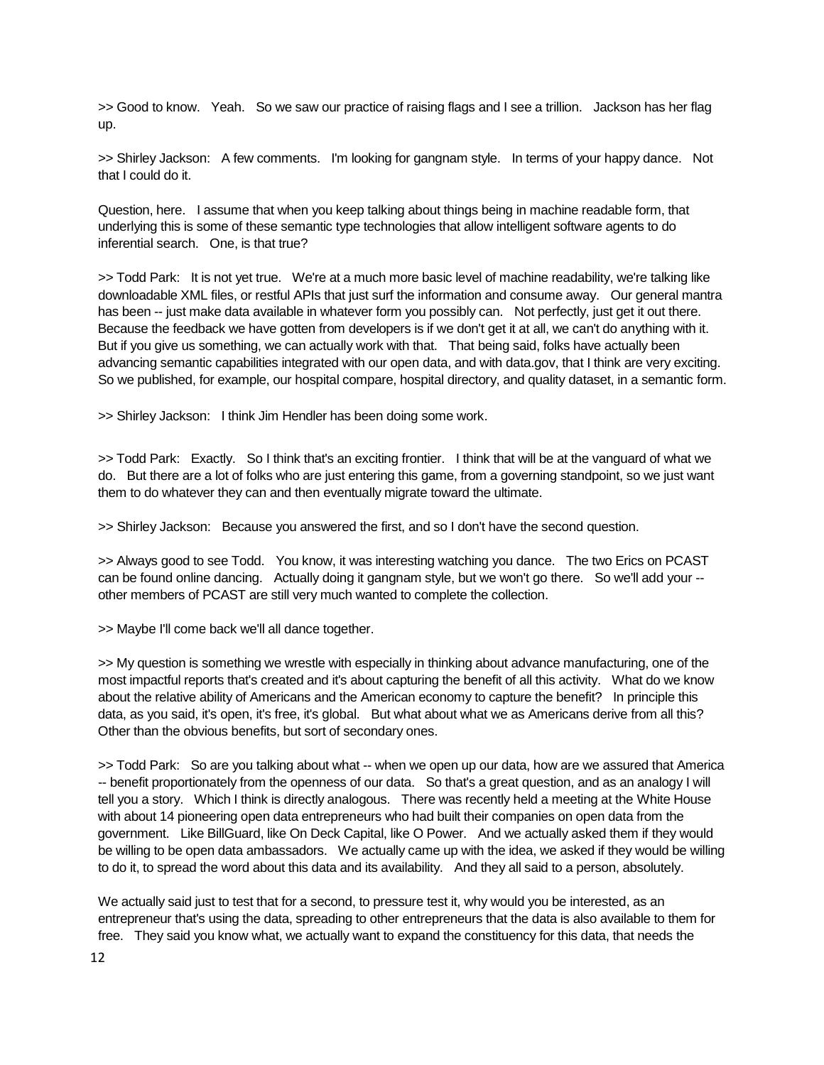>> Good to know. Yeah. So we saw our practice of raising flags and I see a trillion. Jackson has her flag up.

>> Shirley Jackson: A few comments. I'm looking for gangnam style. In terms of your happy dance. Not that I could do it.

Question, here. I assume that when you keep talking about things being in machine readable form, that underlying this is some of these semantic type technologies that allow intelligent software agents to do inferential search. One, is that true?

>> Todd Park: It is not yet true. We're at a much more basic level of machine readability, we're talking like downloadable XML files, or restful APIs that just surf the information and consume away. Our general mantra has been -- just make data available in whatever form you possibly can. Not perfectly, just get it out there. Because the feedback we have gotten from developers is if we don't get it at all, we can't do anything with it. But if you give us something, we can actually work with that. That being said, folks have actually been advancing semantic capabilities integrated with our open data, and with data.gov, that I think are very exciting. So we published, for example, our hospital compare, hospital directory, and quality dataset, in a semantic form.

>> Shirley Jackson: I think Jim Hendler has been doing some work.

>> Todd Park: Exactly. So I think that's an exciting frontier. I think that will be at the vanguard of what we do. But there are a lot of folks who are just entering this game, from a governing standpoint, so we just want them to do whatever they can and then eventually migrate toward the ultimate.

>> Shirley Jackson: Because you answered the first, and so I don't have the second question.

>> Always good to see Todd. You know, it was interesting watching you dance. The two Erics on PCAST can be found online dancing. Actually doing it gangnam style, but we won't go there. So we'll add your -- other members of PCAST are still very much wanted to complete the collection.

>> Maybe I'll come back we'll all dance together.

>> My question is something we wrestle with especially in thinking about advance manufacturing, one of the most impactful reports that's created and it's about capturing the benefit of all this activity. What do we know about the relative ability of Americans and the American economy to capture the benefit? In principle this data, as you said, it's open, it's free, it's global. But what about what we as Americans derive from all this? Other than the obvious benefits, but sort of secondary ones.

>> Todd Park: So are you talking about what -- when we open up our data, how are we assured that America -- benefit proportionately from the openness of our data. So that's a great question, and as an analogy I will tell you a story. Which I think is directly analogous. There was recently held a meeting at the White House with about 14 pioneering open data entrepreneurs who had built their companies on open data from the government. Like BillGuard, like On Deck Capital, like O Power. And we actually asked them if they would be willing to be open data ambassadors. We actually came up with the idea, we asked if they would be willing to do it, to spread the word about this data and its availability. And they all said to a person, absolutely.

We actually said just to test that for a second, to pressure test it, why would you be interested, as an entrepreneur that's using the data, spreading to other entrepreneurs that the data is also available to them for free. They said you know what, we actually want to expand the constituency for this data, that needs the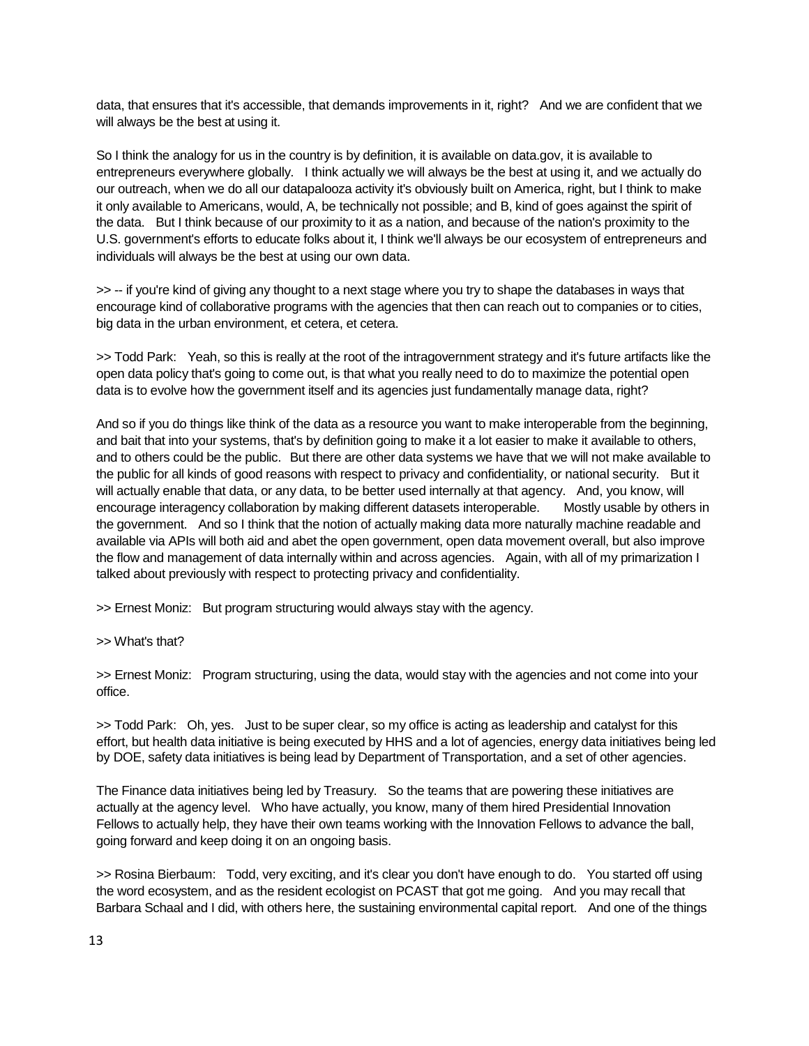data, that ensures that it's accessible, that demands improvements in it, right? And we are confident that we will always be the best at using it.

So I think the analogy for us in the country is by definition, it is available on data.gov, it is available to entrepreneurs everywhere globally. I think actually we will always be the best at using it, and we actually do our outreach, when we do all our datapalooza activity it's obviously built on America, right, but I think to make it only available to Americans, would, A, be technically not possible; and B, kind of goes against the spirit of the data. But I think because of our proximity to it as a nation, and because of the nation's proximity to the U.S. government's efforts to educate folks about it, I think we'll always be our ecosystem of entrepreneurs and individuals will always be the best at using our own data.

>> -- if you're kind of giving any thought to a next stage where you try to shape the databases in ways that encourage kind of collaborative programs with the agencies that then can reach out to companies or to cities, big data in the urban environment, et cetera, et cetera.

>> Todd Park: Yeah, so this is really at the root of the intragovernment strategy and it's future artifacts like the open data policy that's going to come out, is that what you really need to do to maximize the potential open data is to evolve how the government itself and its agencies just fundamentally manage data, right?

And so if you do things like think of the data as a resource you want to make interoperable from the beginning, and bait that into your systems, that's by definition going to make it a lot easier to make it available to others, and to others could be the public. But there are other data systems we have that we will not make available to the public for all kinds of good reasons with respect to privacy and confidentiality, or national security. But it will actually enable that data, or any data, to be better used internally at that agency. And, you know, will encourage interagency collaboration by making different datasets interoperable. Mostly usable by others in the government. And so I think that the notion of actually making data more naturally machine readable and available via APIs will both aid and abet the open government, open data movement overall, but also improve the flow and management of data internally within and across agencies. Again, with all of my primarization I talked about previously with respect to protecting privacy and confidentiality.

>> Ernest Moniz: But program structuring would always stay with the agency.

>> What's that?

>> Ernest Moniz: Program structuring, using the data, would stay with the agencies and not come into your office.

>> Todd Park: Oh, yes. Just to be super clear, so my office is acting as leadership and catalyst for this effort, but health data initiative is being executed by HHS and a lot of agencies, energy data initiatives being led by DOE, safety data initiatives is being lead by Department of Transportation, and a set of other agencies.

The Finance data initiatives being led by Treasury. So the teams that are powering these initiatives are actually at the agency level. Who have actually, you know, many of them hired Presidential Innovation Fellows to actually help, they have their own teams working with the Innovation Fellows to advance the ball, going forward and keep doing it on an ongoing basis.

>> Rosina Bierbaum: Todd, very exciting, and it's clear you don't have enough to do. You started off using the word ecosystem, and as the resident ecologist on PCAST that got me going. And you may recall that Barbara Schaal and I did, with others here, the sustaining environmental capital report. And one of the things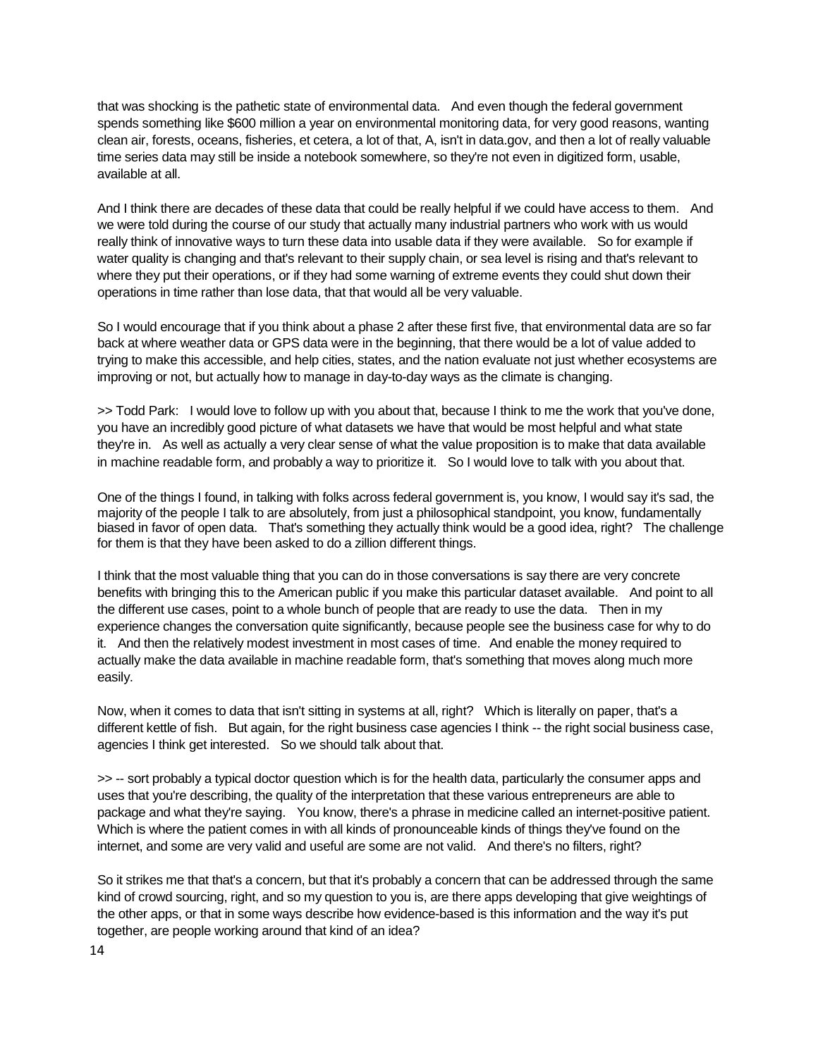that was shocking is the pathetic state of environmental data. And even though the federal government spends something like $600 million a year on environmental monitoring data, for very good reasons, wanting clean air, forests, oceans, fisheries, et cetera, a lot of that, A, isn't in data.gov, and then a lot of really valuable time series data may still be inside a notebook somewhere, so they're not even in digitized form, usable, available at all.

And I think there are decades of these data that could be really helpful if we could have access to them. And we were told during the course of our study that actually many industrial partners who work with us would really think of innovative ways to turn these data into usable data if they were available. So for example if water quality is changing and that's relevant to their supply chain, or sea level is rising and that's relevant to where they put their operations, or if they had some warning of extreme events they could shut down their operations in time rather than lose data, that that would all be very valuable.

So I would encourage that if you think about a phase 2 after these first five, that environmental data are so far back at where weather data or GPS data were in the beginning, that there would be a lot of value added to trying to make this accessible, and help cities, states, and the nation evaluate not just whether ecosystems are improving or not, but actually how to manage in day-to-day ways as the climate is changing.

>> Todd Park: I would love to follow up with you about that, because I think to me the work that you've done, you have an incredibly good picture of what datasets we have that would be most helpful and what state they're in. As well as actually a very clear sense of what the value proposition is to make that data available in machine readable form, and probably a way to prioritize it. So I would love to talk with you about that.

One of the things I found, in talking with folks across federal government is, you know, I would say it's sad, the majority of the people I talk to are absolutely, from just a philosophical standpoint, you know, fundamentally biased in favor of open data. That's something they actually think would be a good idea, right? The challenge for them is that they have been asked to do a zillion different things.

I think that the most valuable thing that you can do in those conversations is say there are very concrete benefits with bringing this to the American public if you make this particular dataset available. And point to all the different use cases, point to a whole bunch of people that are ready to use the data. Then in my experience changes the conversation quite significantly, because people see the business case for why to do it. And then the relatively modest investment in most cases of time. And enable the money required to actually make the data available in machine readable form, that's something that moves along much more easily.

Now, when it comes to data that isn't sitting in systems at all, right? Which is literally on paper, that's a different kettle of fish. But again, for the right business case agencies I think -- the right social business case, agencies I think get interested. So we should talk about that.

>> -- sort probably a typical doctor question which is for the health data, particularly the consumer apps and uses that you're describing, the quality of the interpretation that these various entrepreneurs are able to package and what they're saying. You know, there's a phrase in medicine called an internet-positive patient. Which is where the patient comes in with all kinds of pronounceable kinds of things they've found on the internet, and some are very valid and useful are some are not valid. And there's no filters, right?

So it strikes me that that's a concern, but that it's probably a concern that can be addressed through the same kind of crowd sourcing, right, and so my question to you is, are there apps developing that give weightings of the other apps, or that in some ways describe how evidence-based is this information and the way it's put together, are people working around that kind of an idea?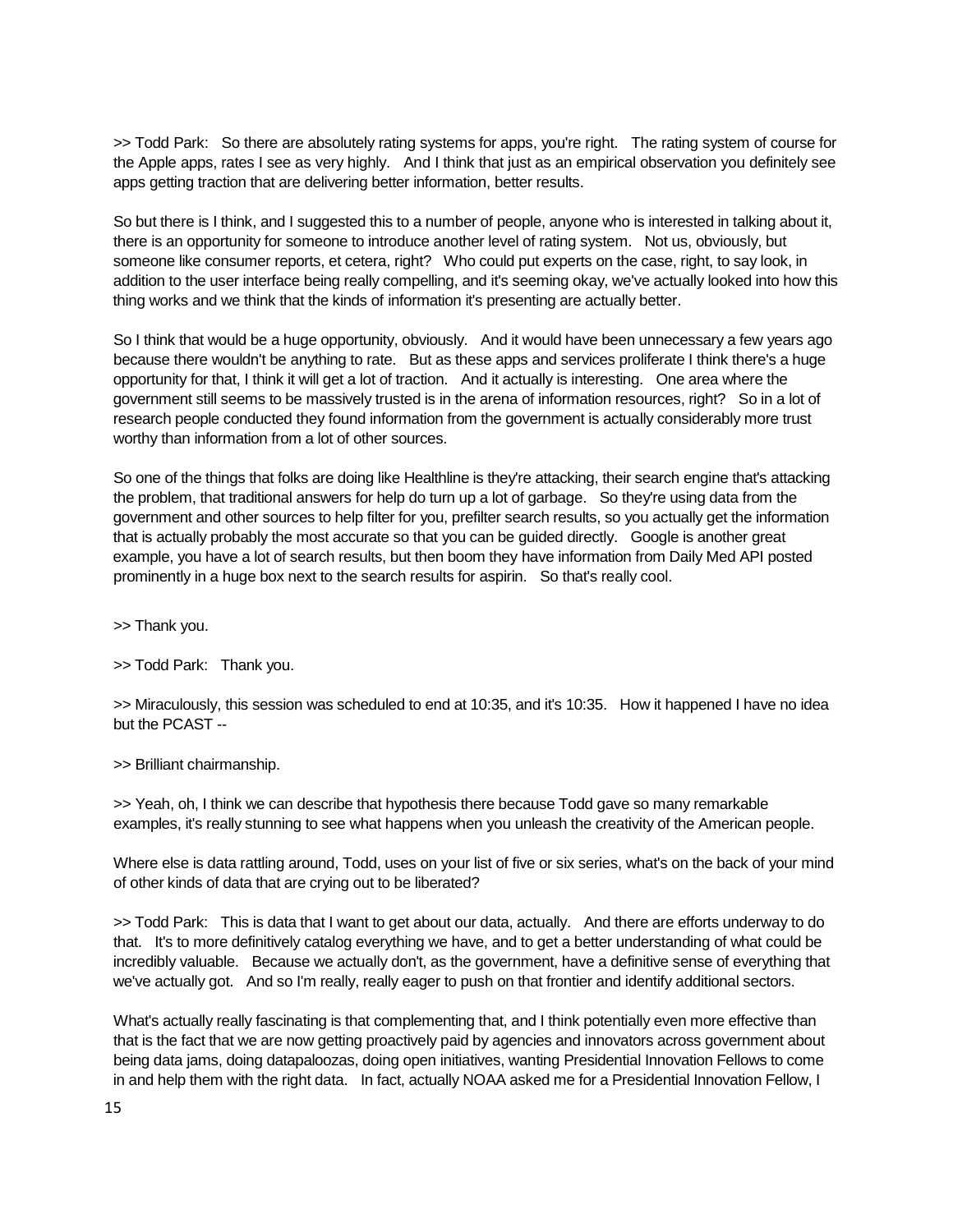>> Todd Park: So there are absolutely rating systems for apps, you're right. The rating system of course for the Apple apps, rates I see as very highly. And I think that just as an empirical observation you definitely see apps getting traction that are delivering better information, better results.

So but there is I think, and I suggested this to a number of people, anyone who is interested in talking about it, there is an opportunity for someone to introduce another level of rating system. Not us, obviously, but someone like consumer reports, et cetera, right? Who could put experts on the case, right, to say look, in addition to the user interface being really compelling, and it's seeming okay, we've actually looked into how this thing works and we think that the kinds of information it's presenting are actually better.

So I think that would be a huge opportunity, obviously. And it would have been unnecessary a few years ago because there wouldn't be anything to rate. But as these apps and services proliferate I think there's a huge opportunity for that, I think it will get a lot of traction. And it actually is interesting. One area where the government still seems to be massively trusted is in the arena of information resources, right? So in a lot of research people conducted they found information from the government is actually considerably more trust worthy than information from a lot of other sources.

So one of the things that folks are doing like Healthline is they're attacking, their search engine that's attacking the problem, that traditional answers for help do turn up a lot of garbage. So they're using data from the government and other sources to help filter for you, prefilter search results, so you actually get the information that is actually probably the most accurate so that you can be guided directly. Google is another great example, you have a lot of search results, but then boom they have information from Daily Med API posted prominently in a huge box next to the search results for aspirin. So that's really cool.

>> Thank you.

>> Todd Park: Thank you.

>> Miraculously, this session was scheduled to end at 10:35, and it's 10:35. How it happened I have no idea but the PCAST --

>> Brilliant chairmanship.

>> Yeah, oh, I think we can describe that hypothesis there because Todd gave so many remarkable examples, it's really stunning to see what happens when you unleash the creativity of the American people.

Where else is data rattling around, Todd, uses on your list of five or six series, what's on the back of your mind of other kinds of data that are crying out to be liberated?

>> Todd Park: This is data that I want to get about our data, actually. And there are efforts underway to do that. It's to more definitively catalog everything we have, and to get a better understanding of what could be incredibly valuable. Because we actually don't, as the government, have a definitive sense of everything that we've actually got. And so I'm really, really eager to push on that frontier and identify additional sectors.

What's actually really fascinating is that complementing that, and I think potentially even more effective than that is the fact that we are now getting proactively paid by agencies and innovators across government about being data jams, doing datapaloozas, doing open initiatives, wanting Presidential Innovation Fellows to come in and help them with the right data. In fact, actually NOAA asked me for a Presidential Innovation Fellow, I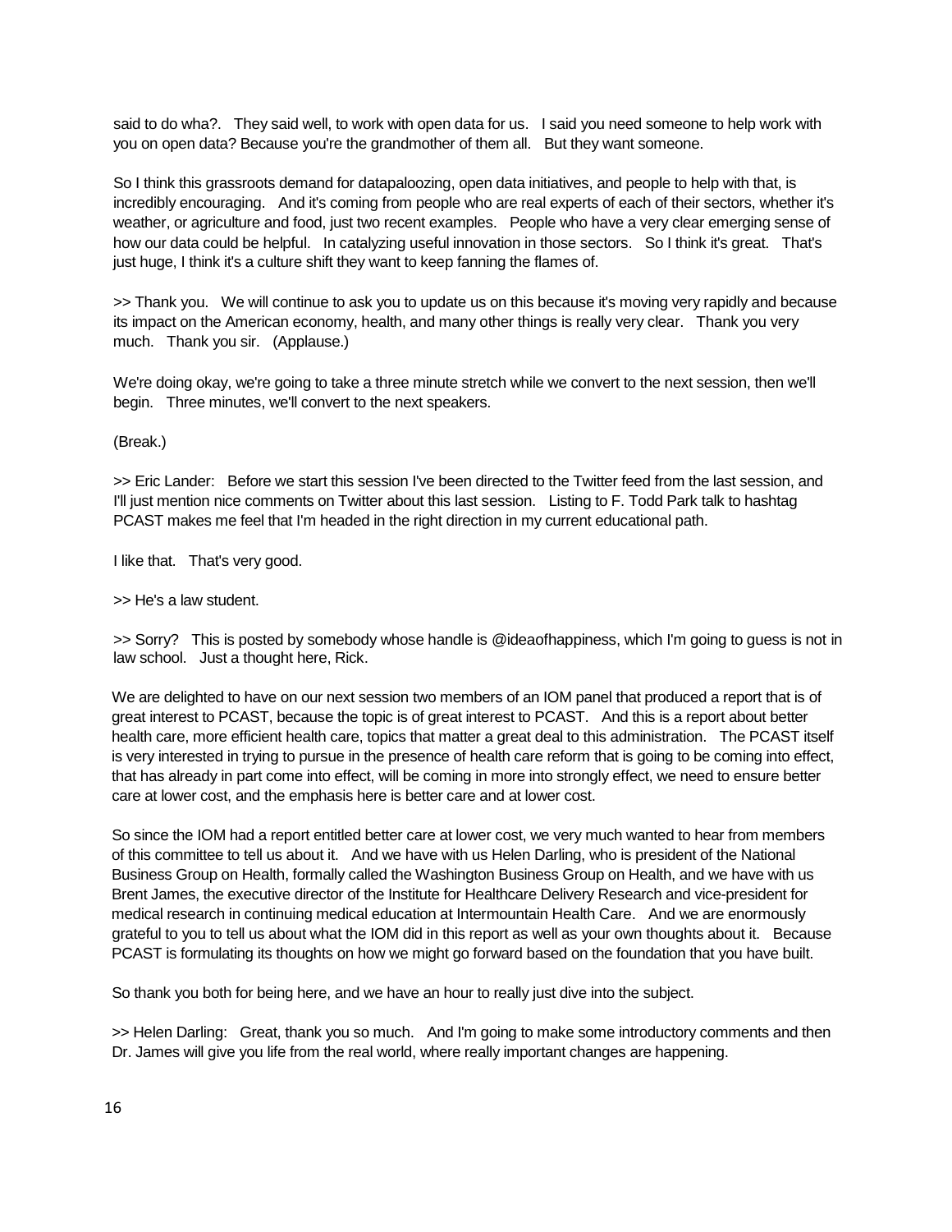said to do wha?. They said well, to work with open data for us. I said you need someone to help work with you on open data? Because you're the grandmother of them all. But they want someone.

So I think this grassroots demand for datapaloozing, open data initiatives, and people to help with that, is incredibly encouraging. And it's coming from people who are real experts of each of their sectors, whether it's weather, or agriculture and food, just two recent examples. People who have a very clear emerging sense of how our data could be helpful. In catalyzing useful innovation in those sectors. So I think it's great. That's just huge, I think it's a culture shift they want to keep fanning the flames of.

>> Thank you. We will continue to ask you to update us on this because it's moving very rapidly and because its impact on the American economy, health, and many other things is really very clear. Thank you very much. Thank you sir. (Applause.)

We're doing okay, we're going to take a three minute stretch while we convert to the next session, then we'll begin. Three minutes, we'll convert to the next speakers.

(Break.)

>> Eric Lander: Before we start this session I've been directed to the Twitter feed from the last session, and I'll just mention nice comments on Twitter about this last session. Listing to F. Todd Park talk to hashtag PCAST makes me feel that I'm headed in the right direction in my current educational path.

I like that. That's very good.

>> He's a law student.

>> Sorry? This is posted by somebody whose handle is @ideaofhappiness, which I'm going to guess is not in law school. Just a thought here, Rick.

We are delighted to have on our next session two members of an IOM panel that produced a report that is of great interest to PCAST, because the topic is of great interest to PCAST. And this is a report about better health care, more efficient health care, topics that matter a great deal to this administration. The PCAST itself is very interested in trying to pursue in the presence of health care reform that is going to be coming into effect, that has already in part come into effect, will be coming in more into strongly effect, we need to ensure better care at lower cost, and the emphasis here is better care and at lower cost.

So since the IOM had a report entitled better care at lower cost, we very much wanted to hear from members of this committee to tell us about it. And we have with us Helen Darling, who is president of the National Business Group on Health, formally called the Washington Business Group on Health, and we have with us Brent James, the executive director of the Institute for Healthcare Delivery Research and vice-president for medical research in continuing medical education at Intermountain Health Care. And we are enormously grateful to you to tell us about what the IOM did in this report as well as your own thoughts about it. Because PCAST is formulating its thoughts on how we might go forward based on the foundation that you have built.

So thank you both for being here, and we have an hour to really just dive into the subject.

>> Helen Darling: Great, thank you so much. And I'm going to make some introductory comments and then Dr. James will give you life from the real world, where really important changes are happening.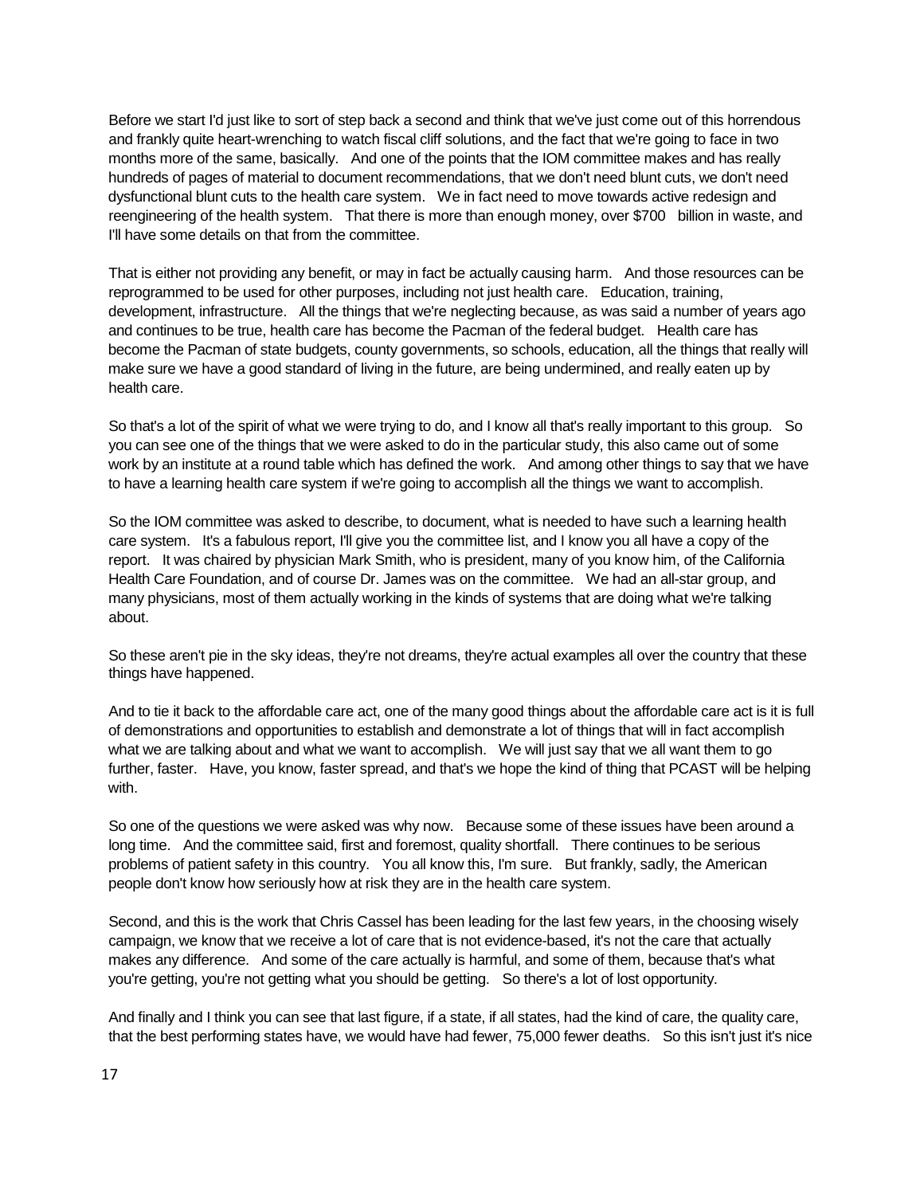Before we start I'd just like to sort of step back a second and think that we've just come out of this horrendous and frankly quite heart-wrenching to watch fiscal cliff solutions, and the fact that we're going to face in two months more of the same, basically. And one of the points that the IOM committee makes and has really hundreds of pages of material to document recommendations, that we don't need blunt cuts, we don't need dysfunctional blunt cuts to the health care system. We in fact need to move towards active redesign and reengineering of the health system. That there is more than enough money, over $700 billion in waste, and I'll have some details on that from the committee.

That is either not providing any benefit, or may in fact be actually causing harm. And those resources can be reprogrammed to be used for other purposes, including not just health care. Education, training, development, infrastructure. All the things that we're neglecting because, as was said a number of years ago and continues to be true, health care has become the Pacman of the federal budget. Health care has become the Pacman of state budgets, county governments, so schools, education, all the things that really will make sure we have a good standard of living in the future, are being undermined, and really eaten up by health care.

So that's a lot of the spirit of what we were trying to do, and I know all that's really important to this group. So you can see one of the things that we were asked to do in the particular study, this also came out of some work by an institute at a round table which has defined the work. And among other things to say that we have to have a learning health care system if we're going to accomplish all the things we want to accomplish.

So the IOM committee was asked to describe, to document, what is needed to have such a learning health care system. It's a fabulous report, I'll give you the committee list, and I know you all have a copy of the report. It was chaired by physician Mark Smith, who is president, many of you know him, of the California Health Care Foundation, and of course Dr. James was on the committee. We had an all-star group, and many physicians, most of them actually working in the kinds of systems that are doing what we're talking about.

So these aren't pie in the sky ideas, they're not dreams, they're actual examples all over the country that these things have happened.

And to tie it back to the affordable care act, one of the many good things about the affordable care act is it is full of demonstrations and opportunities to establish and demonstrate a lot of things that will in fact accomplish what we are talking about and what we want to accomplish. We will just say that we all want them to go further, faster. Have, you know, faster spread, and that's we hope the kind of thing that PCAST will be helping with.

So one of the questions we were asked was why now. Because some of these issues have been around a long time. And the committee said, first and foremost, quality shortfall. There continues to be serious problems of patient safety in this country. You all know this, I'm sure. But frankly, sadly, the American people don't know how seriously how at risk they are in the health care system.

Second, and this is the work that Chris Cassel has been leading for the last few years, in the choosing wisely campaign, we know that we receive a lot of care that is not evidence-based, it's not the care that actually makes any difference. And some of the care actually is harmful, and some of them, because that's what you're getting, you're not getting what you should be getting. So there's a lot of lost opportunity.

And finally and I think you can see that last figure, if a state, if all states, had the kind of care, the quality care, that the best performing states have, we would have had fewer, 75,000 fewer deaths. So this isn't just it's nice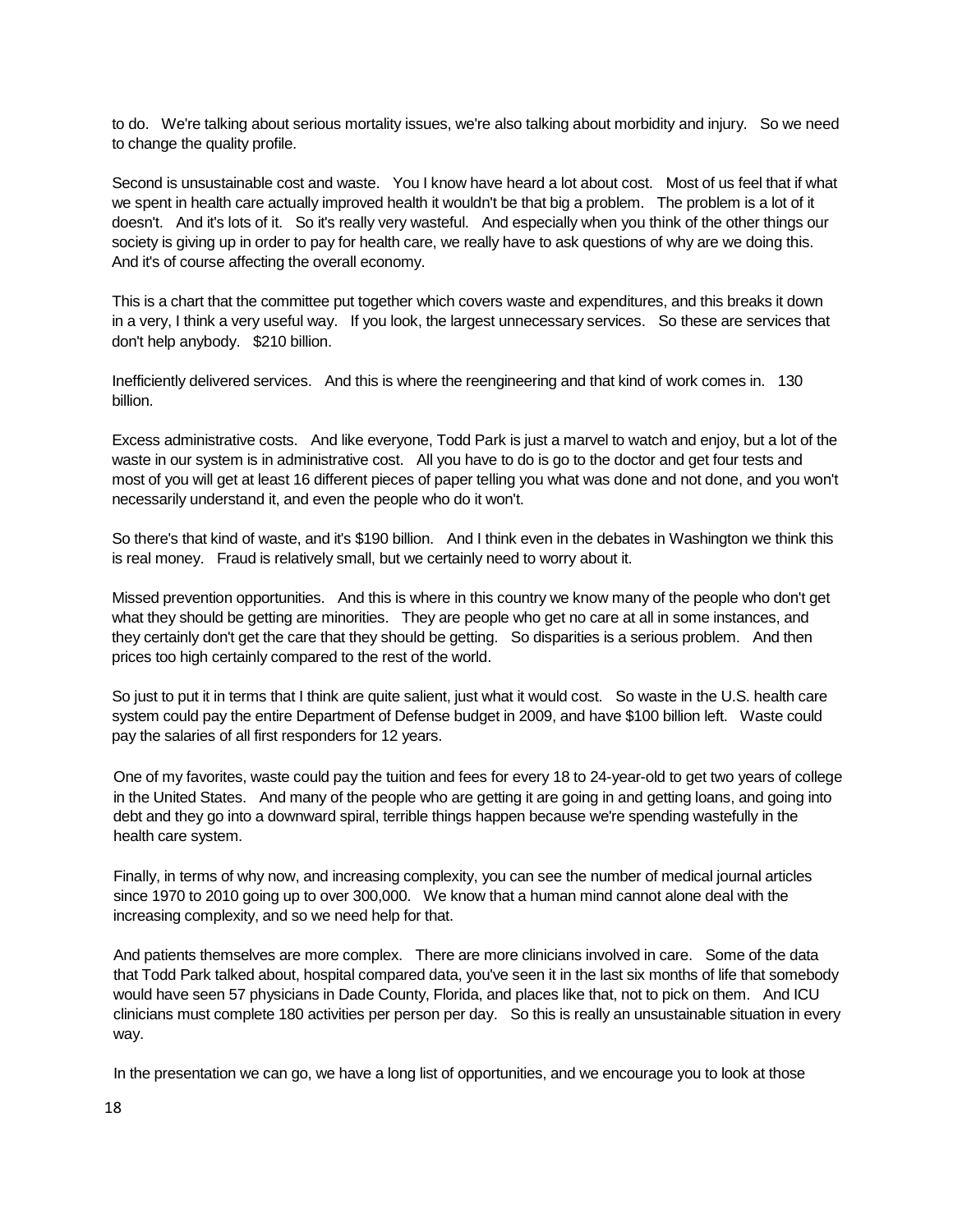to do. We're talking about serious mortality issues, we're also talking about morbidity and injury. So we need to change the quality profile.

Second is unsustainable cost and waste. You I know have heard a lot about cost. Most of us feel that if what we spent in health care actually improved health it wouldn't be that big a problem. The problem is a lot of it doesn't. And it's lots of it. So it's really very wasteful. And especially when you think of the other things our society is giving up in order to pay for health care, we really have to ask questions of why are we doing this. And it's of course affecting the overall economy.

This is a chart that the committee put together which covers waste and expenditures, and this breaks it down in a very, I think a very useful way. If you look, the largest unnecessary services. So these are services that don't help anybody. $210 billion.

Inefficiently delivered services. And this is where the reengineering and that kind of work comes in. 130 billion.

Excess administrative costs. And like everyone, Todd Park is just a marvel to watch and enjoy, but a lot of the waste in our system is in administrative cost. All you have to do is go to the doctor and get four tests and most of you will get at least 16 different pieces of paper telling you what was done and not done, and you won't necessarily understand it, and even the people who do it won't.

So there's that kind of waste, and it's $190 billion. And I think even in the debates in Washington we think this is real money. Fraud is relatively small, but we certainly need to worry about it.

Missed prevention opportunities. And this is where in this country we know many of the people who don't get what they should be getting are minorities. They are people who get no care at all in some instances, and they certainly don't get the care that they should be getting. So disparities is a serious problem. And then prices too high certainly compared to the rest of the world.

So just to put it in terms that I think are quite salient, just what it would cost. So waste in the U.S. health care system could pay the entire Department of Defense budget in 2009, and have $100 billion left. Waste could pay the salaries of all first responders for 12 years.

One of my favorites, waste could pay the tuition and fees for every 18 to 24-year-old to get two years of college in the United States. And many of the people who are getting it are going in and getting loans, and going into debt and they go into a downward spiral, terrible things happen because we're spending wastefully in the health care system.

Finally, in terms of why now, and increasing complexity, you can see the number of medical journal articles since 1970 to 2010 going up to over 300,000. We know that a human mind cannot alone deal with the increasing complexity, and so we need help for that.

And patients themselves are more complex. There are more clinicians involved in care. Some of the data that Todd Park talked about, hospital compared data, you've seen it in the last six months of life that somebody would have seen 57 physicians in Dade County, Florida, and places like that, not to pick on them. And ICU clinicians must complete 180 activities per person per day. So this is really an unsustainable situation in every way.

In the presentation we can go, we have a long list of opportunities, and we encourage you to look at those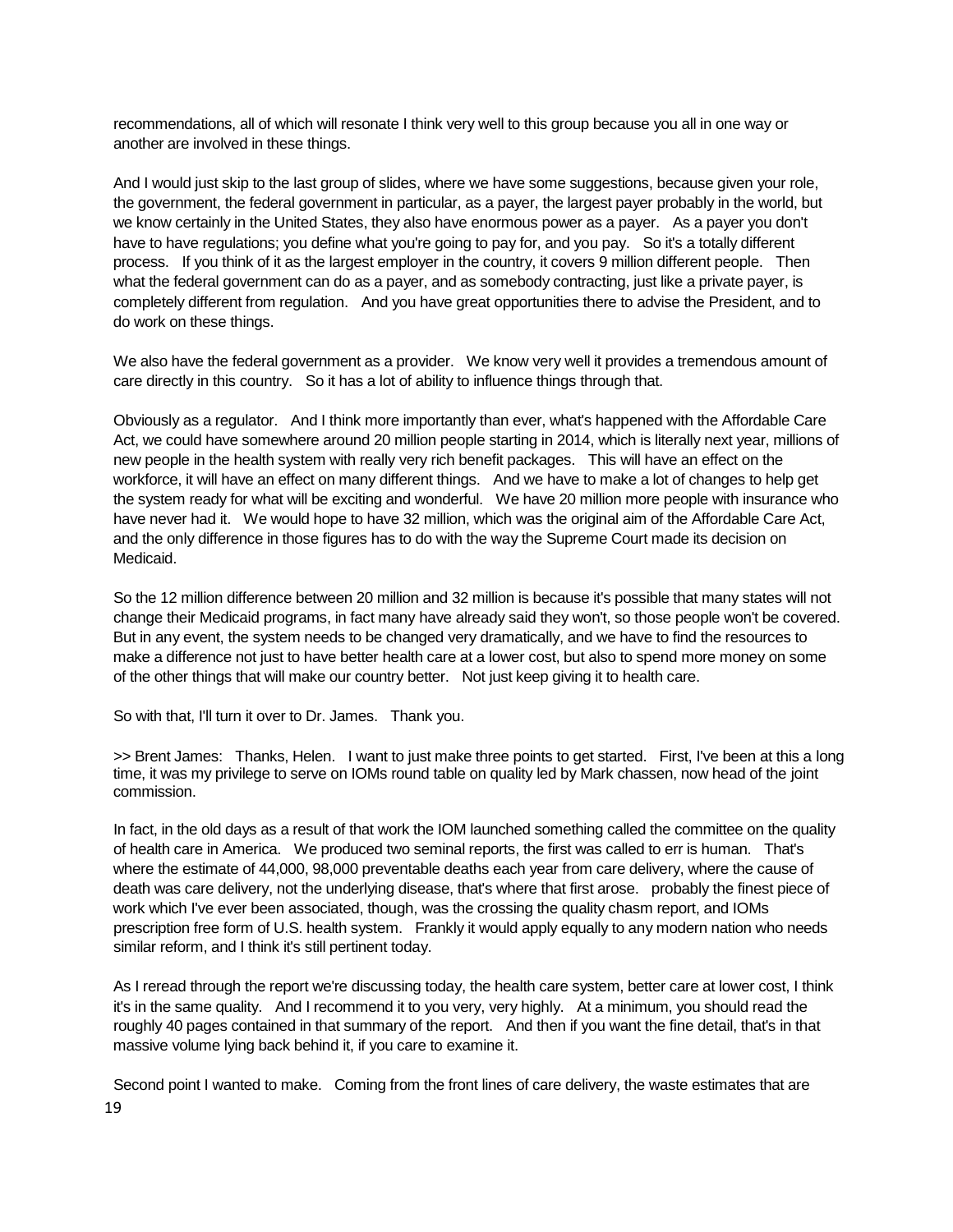recommendations, all of which will resonate I think very well to this group because you all in one way or another are involved in these things.

And I would just skip to the last group of slides, where we have some suggestions, because given your role, the government, the federal government in particular, as a payer, the largest payer probably in the world, but we know certainly in the United States, they also have enormous power as a payer. As a payer you don't have to have regulations; you define what you're going to pay for, and you pay. So it's a totally different process. If you think of it as the largest employer in the country, it covers 9 million different people. Then what the federal government can do as a payer, and as somebody contracting, just like a private payer, is completely different from regulation. And you have great opportunities there to advise the President, and to do work on these things.

We also have the federal government as a provider. We know very well it provides a tremendous amount of care directly in this country. So it has a lot of ability to influence things through that.

Obviously as a regulator. And I think more importantly than ever, what's happened with the Affordable Care Act, we could have somewhere around 20 million people starting in 2014, which is literally next year, millions of new people in the health system with really very rich benefit packages. This will have an effect on the workforce, it will have an effect on many different things. And we have to make a lot of changes to help get the system ready for what will be exciting and wonderful. We have 20 million more people with insurance who have never had it. We would hope to have 32 million, which was the original aim of the Affordable Care Act, and the only difference in those figures has to do with the way the Supreme Court made its decision on Medicaid.

So the 12 million difference between 20 million and 32 million is because it's possible that many states will not change their Medicaid programs, in fact many have already said they won't, so those people won't be covered. But in any event, the system needs to be changed very dramatically, and we have to find the resources to make a difference not just to have better health care at a lower cost, but also to spend more money on some of the other things that will make our country better. Not just keep giving it to health care.

So with that, I'll turn it over to Dr. James. Thank you.

>> Brent James: Thanks, Helen. I want to just make three points to get started. First, I've been at this a long time, it was my privilege to serve on IOMs round table on quality led by Mark chassen, now head of the joint commission.

In fact, in the old days as a result of that work the IOM launched something called the committee on the quality of health care in America. We produced two seminal reports, the first was called to err is human. That's where the estimate of 44,000, 98,000 preventable deaths each year from care delivery, where the cause of death was care delivery, not the underlying disease, that's where that first arose. probably the finest piece of work which I've ever been associated, though, was the crossing the quality chasm report, and IOMs prescription free form of U.S. health system. Frankly it would apply equally to any modern nation who needs similar reform, and I think it's still pertinent today.

As I reread through the report we're discussing today, the health care system, better care at lower cost, I think it's in the same quality. And I recommend it to you very, very highly. At a minimum, you should read the roughly 40 pages contained in that summary of the report. And then if you want the fine detail, that's in that massive volume lying back behind it, if you care to examine it.

Second point I wanted to make. Coming from the front lines of care delivery, the waste estimates that are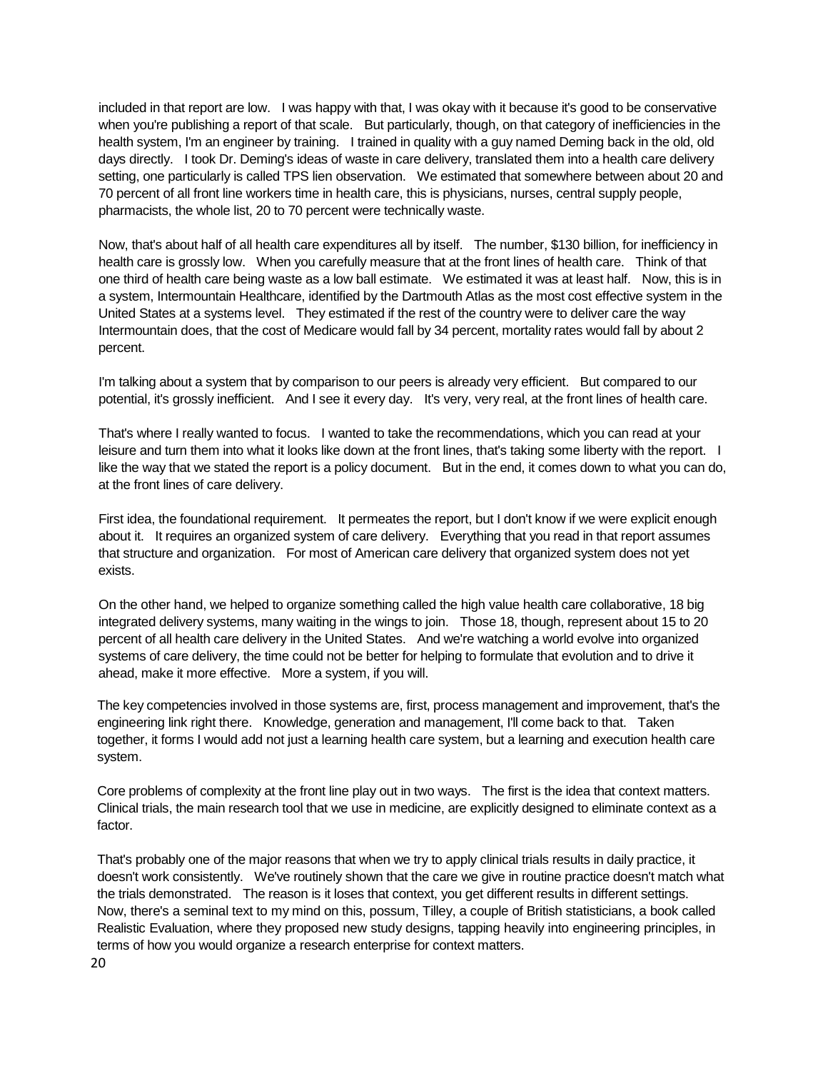included in that report are low. I was happy with that, I was okay with it because it's good to be conservative when you're publishing a report of that scale. But particularly, though, on that category of inefficiencies in the health system, I'm an engineer by training. I trained in quality with a guy named Deming back in the old, old days directly. I took Dr. Deming's ideas of waste in care delivery, translated them into a health care delivery setting, one particularly is called TPS lien observation. We estimated that somewhere between about 20 and 70 percent of all front line workers time in health care, this is physicians, nurses, central supply people, pharmacists, the whole list, 20 to 70 percent were technically waste.

Now, that's about half of all health care expenditures all by itself. The number, $130 billion, for inefficiency in health care is grossly low. When you carefully measure that at the front lines of health care. Think of that one third of health care being waste as a low ball estimate. We estimated it was at least half. Now, this is in a system, Intermountain Healthcare, identified by the Dartmouth Atlas as the most cost effective system in the United States at a systems level. They estimated if the rest of the country were to deliver care the way Intermountain does, that the cost of Medicare would fall by 34 percent, mortality rates would fall by about 2 percent.

I'm talking about a system that by comparison to our peers is already very efficient. But compared to our potential, it's grossly inefficient. And I see it every day. It's very, very real, at the front lines of health care.

That's where I really wanted to focus. I wanted to take the recommendations, which you can read at your leisure and turn them into what it looks like down at the front lines, that's taking some liberty with the report. I like the way that we stated the report is a policy document. But in the end, it comes down to what you can do, at the front lines of care delivery.

First idea, the foundational requirement. It permeates the report, but I don't know if we were explicit enough about it. It requires an organized system of care delivery. Everything that you read in that report assumes that structure and organization. For most of American care delivery that organized system does not yet exists.

On the other hand, we helped to organize something called the high value health care collaborative, 18 big integrated delivery systems, many waiting in the wings to join. Those 18, though, represent about 15 to 20 percent of all health care delivery in the United States. And we're watching a world evolve into organized systems of care delivery, the time could not be better for helping to formulate that evolution and to drive it ahead, make it more effective. More a system, if you will.

The key competencies involved in those systems are, first, process management and improvement, that's the engineering link right there. Knowledge, generation and management, I'll come back to that. Taken together, it forms I would add not just a learning health care system, but a learning and execution health care system.

Core problems of complexity at the front line play out in two ways. The first is the idea that context matters. Clinical trials, the main research tool that we use in medicine, are explicitly designed to eliminate context as a factor.

That's probably one of the major reasons that when we try to apply clinical trials results in daily practice, it doesn't work consistently. We've routinely shown that the care we give in routine practice doesn't match what the trials demonstrated. The reason is it loses that context, you get different results in different settings. Now, there's a seminal text to my mind on this, possum, Tilley, a couple of British statisticians, a book called Realistic Evaluation, where they proposed new study designs, tapping heavily into engineering principles, in terms of how you would organize a research enterprise for context matters.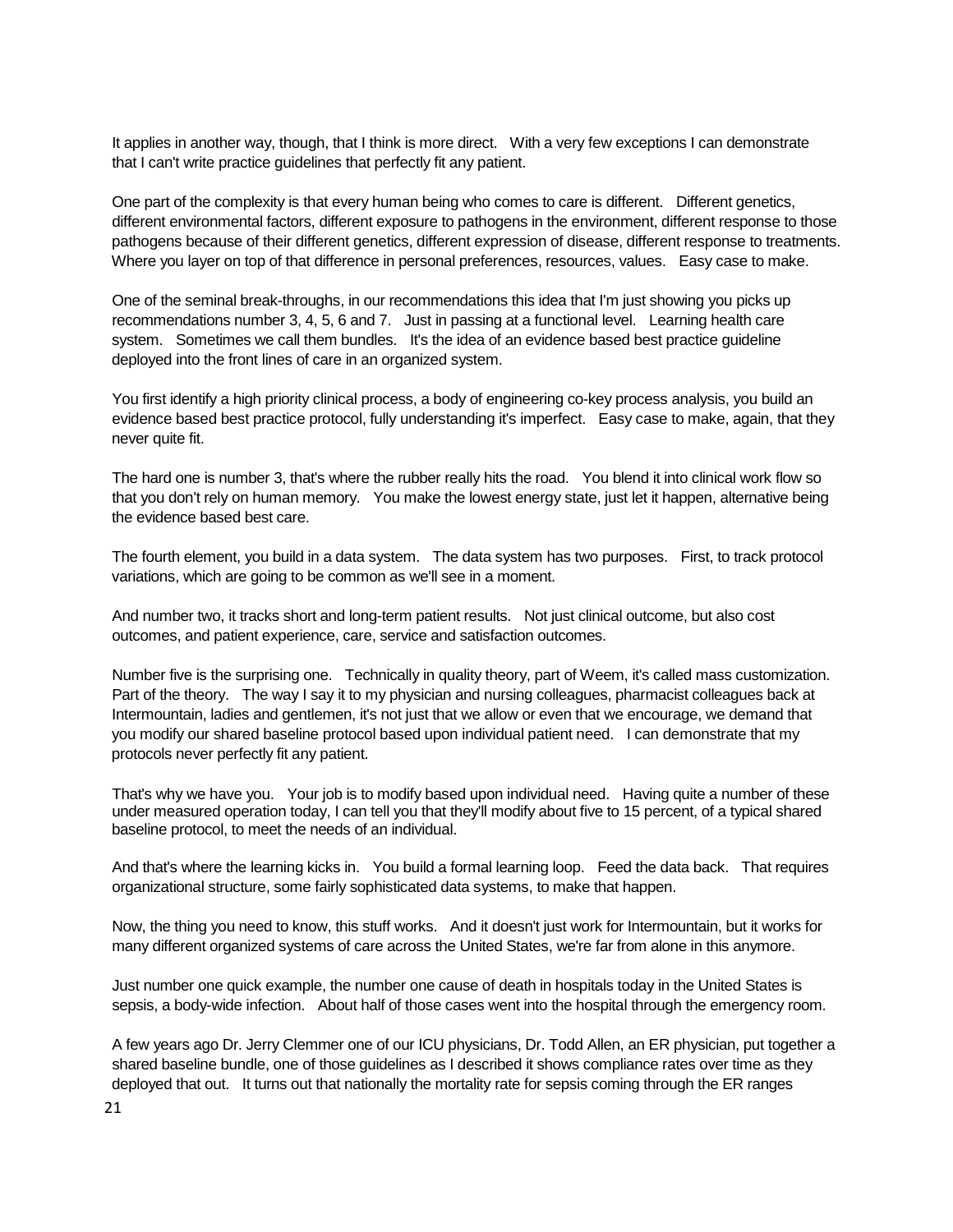It applies in another way, though, that I think is more direct. With a very few exceptions I can demonstrate that I can't write practice guidelines that perfectly fit any patient.

One part of the complexity is that every human being who comes to care is different. Different genetics, different environmental factors, different exposure to pathogens in the environment, different response to those pathogens because of their different genetics, different expression of disease, different response to treatments. Where you layer on top of that difference in personal preferences, resources, values. Easy case to make.

One of the seminal break-throughs, in our recommendations this idea that I'm just showing you picks up recommendations number 3, 4, 5, 6 and 7. Just in passing at a functional level. Learning health care system. Sometimes we call them bundles. It's the idea of an evidence based best practice guideline deployed into the front lines of care in an organized system.

You first identify a high priority clinical process, a body of engineering co-key process analysis, you build an evidence based best practice protocol, fully understanding it's imperfect. Easy case to make, again, that they never quite fit.

The hard one is number 3, that's where the rubber really hits the road. You blend it into clinical work flow so that you don't rely on human memory. You make the lowest energy state, just let it happen, alternative being the evidence based best care.

The fourth element, you build in a data system. The data system has two purposes. First, to track protocol variations, which are going to be common as we'll see in a moment.

And number two, it tracks short and long-term patient results. Not just clinical outcome, but also cost outcomes, and patient experience, care, service and satisfaction outcomes.

Number five is the surprising one. Technically in quality theory, part of Weem, it's called mass customization. Part of the theory. The way I say it to my physician and nursing colleagues, pharmacist colleagues back at Intermountain, ladies and gentlemen, it's not just that we allow or even that we encourage, we demand that you modify our shared baseline protocol based upon individual patient need. I can demonstrate that my protocols never perfectly fit any patient.

That's why we have you. Your job is to modify based upon individual need. Having quite a number of these under measured operation today, I can tell you that they'll modify about five to 15 percent, of a typical shared baseline protocol, to meet the needs of an individual.

And that's where the learning kicks in. You build a formal learning loop. Feed the data back. That requires organizational structure, some fairly sophisticated data systems, to make that happen.

Now, the thing you need to know, this stuff works. And it doesn't just work for Intermountain, but it works for many different organized systems of care across the United States, we're far from alone in this anymore.

Just number one quick example, the number one cause of death in hospitals today in the United States is sepsis, a body-wide infection. About half of those cases went into the hospital through the emergency room.

A few years ago Dr. Jerry Clemmer one of our ICU physicians, Dr. Todd Allen, an ER physician, put together a shared baseline bundle, one of those guidelines as I described it shows compliance rates over time as they deployed that out. It turns out that nationally the mortality rate for sepsis coming through the ER ranges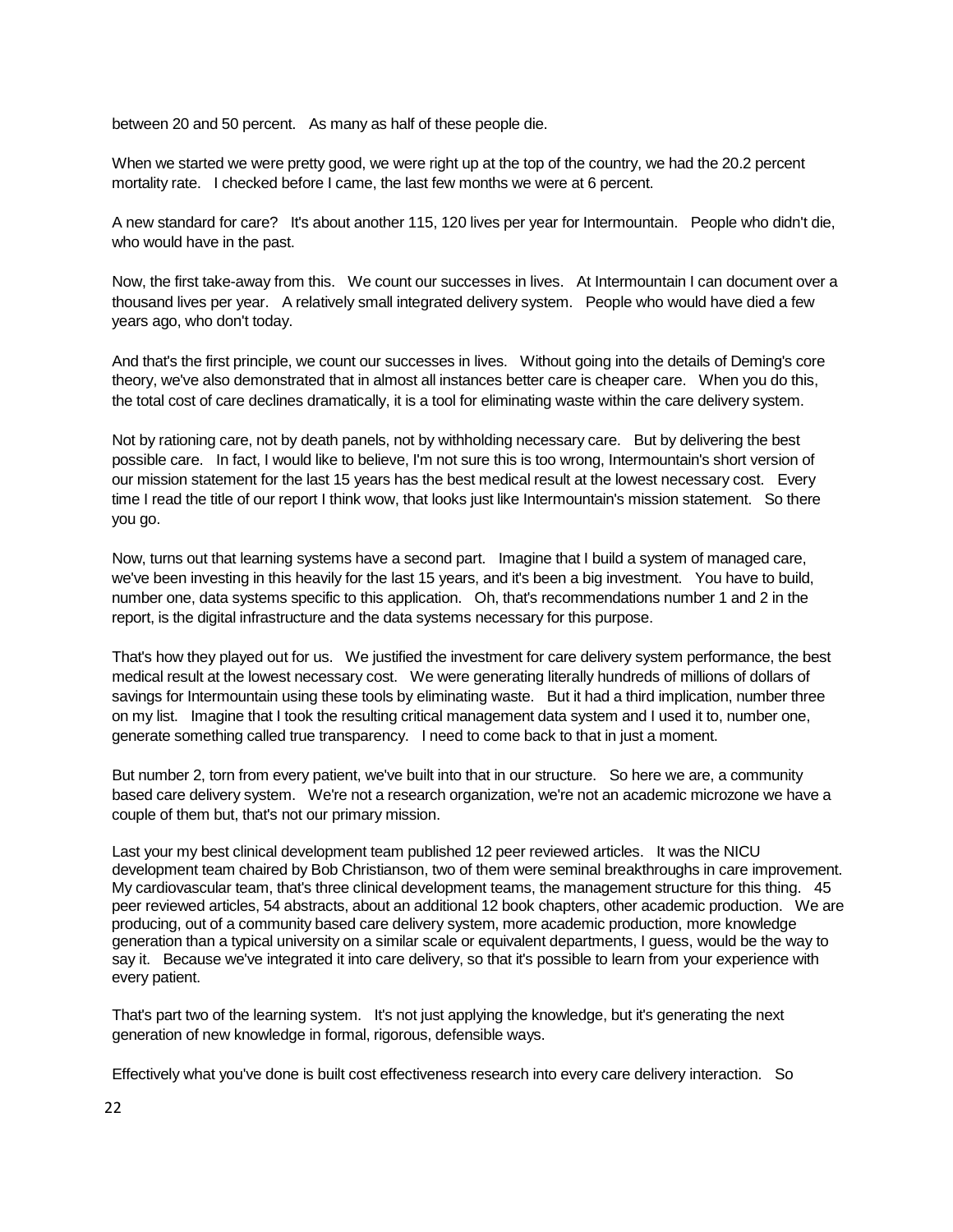between 20 and 50 percent. As many as half of these people die.

When we started we were pretty good, we were right up at the top of the country, we had the 20.2 percent mortality rate. I checked before I came, the last few months we were at 6 percent.

A new standard for care? It's about another 115, 120 lives per year for Intermountain. People who didn't die, who would have in the past.

Now, the first take-away from this. We count our successes in lives. At Intermountain I can document over a thousand lives per year. A relatively small integrated delivery system. People who would have died a few years ago, who don't today.

And that's the first principle, we count our successes in lives. Without going into the details of Deming's core theory, we've also demonstrated that in almost all instances better care is cheaper care. When you do this, the total cost of care declines dramatically, it is a tool for eliminating waste within the care delivery system.

Not by rationing care, not by death panels, not by withholding necessary care. But by delivering the best possible care. In fact, I would like to believe, I'm not sure this is too wrong, Intermountain's short version of our mission statement for the last 15 years has the best medical result at the lowest necessary cost. Every time I read the title of our report I think wow, that looks just like Intermountain's mission statement. So there you go.

Now, turns out that learning systems have a second part. Imagine that I build a system of managed care, we've been investing in this heavily for the last 15 years, and it's been a big investment. You have to build, number one, data systems specific to this application. Oh, that's recommendations number 1 and 2 in the report, is the digital infrastructure and the data systems necessary for this purpose.

That's how they played out for us. We justified the investment for care delivery system performance, the best medical result at the lowest necessary cost. We were generating literally hundreds of millions of dollars of savings for Intermountain using these tools by eliminating waste. But it had a third implication, number three on my list. Imagine that I took the resulting critical management data system and I used it to, number one, generate something called true transparency. I need to come back to that in just a moment.

But number 2, torn from every patient, we've built into that in our structure. So here we are, a community based care delivery system. We're not a research organization, we're not an academic microzone we have a couple of them but, that's not our primary mission.

Last your my best clinical development team published 12 peer reviewed articles. It was the NICU development team chaired by Bob Christianson, two of them were seminal breakthroughs in care improvement. My cardiovascular team, that's three clinical development teams, the management structure for this thing. 45 peer reviewed articles, 54 abstracts, about an additional 12 book chapters, other academic production. We are producing, out of a community based care delivery system, more academic production, more knowledge generation than a typical university on a similar scale or equivalent departments, I guess, would be the way to say it. Because we've integrated it into care delivery, so that it's possible to learn from your experience with every patient.

That's part two of the learning system. It's not just applying the knowledge, but it's generating the next generation of new knowledge in formal, rigorous, defensible ways.

Effectively what you've done is built cost effectiveness research into every care delivery interaction. So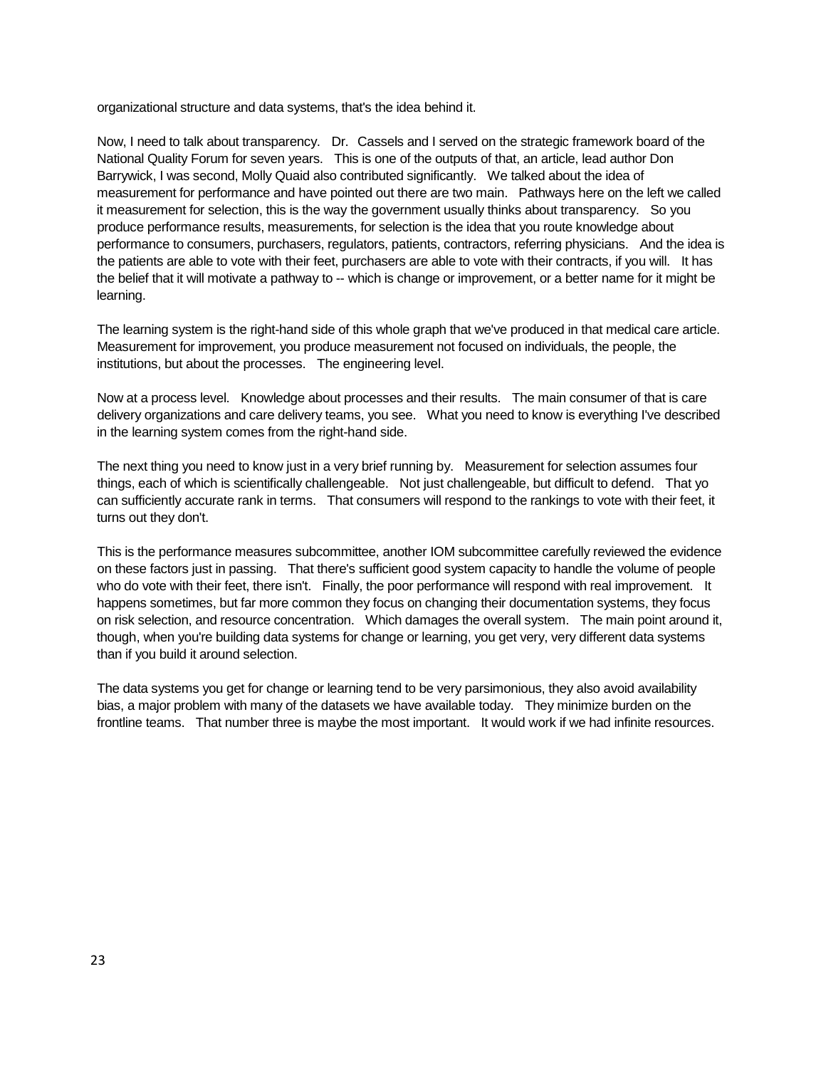organizational structure and data systems, that's the idea behind it.

Now, I need to talk about transparency. Dr. Cassels and I served on the strategic framework board of the National Quality Forum for seven years. This is one of the outputs of that, an article, lead author Don Barrywick, I was second, Molly Quaid also contributed significantly. We talked about the idea of measurement for performance and have pointed out there are two main. Pathways here on the left we called it measurement for selection, this is the way the government usually thinks about transparency. So you produce performance results, measurements, for selection is the idea that you route knowledge about performance to consumers, purchasers, regulators, patients, contractors, referring physicians. And the idea is the patients are able to vote with their feet, purchasers are able to vote with their contracts, if you will. It has the belief that it will motivate a pathway to -- which is change or improvement, or a better name for it might be learning.

The learning system is the right-hand side of this whole graph that we've produced in that medical care article. Measurement for improvement, you produce measurement not focused on individuals, the people, the institutions, but about the processes. The engineering level.

Now at a process level. Knowledge about processes and their results. The main consumer of that is care delivery organizations and care delivery teams, you see. What you need to know is everything I've described in the learning system comes from the right-hand side.

The next thing you need to know just in a very brief running by. Measurement for selection assumes four things, each of which is scientifically challengeable. Not just challengeable, but difficult to defend. That yo can sufficiently accurate rank in terms. That consumers will respond to the rankings to vote with their feet, it turns out they don't.

This is the performance measures subcommittee, another IOM subcommittee carefully reviewed the evidence on these factors just in passing. That there's sufficient good system capacity to handle the volume of people who do vote with their feet, there isn't. Finally, the poor performance will respond with real improvement. It happens sometimes, but far more common they focus on changing their documentation systems, they focus on risk selection, and resource concentration. Which damages the overall system. The main point around it, though, when you're building data systems for change or learning, you get very, very different data systems than if you build it around selection.

The data systems you get for change or learning tend to be very parsimonious, they also avoid availability bias, a major problem with many of the datasets we have available today. They minimize burden on the frontline teams. That number three is maybe the most important. It would work if we had infinite resources.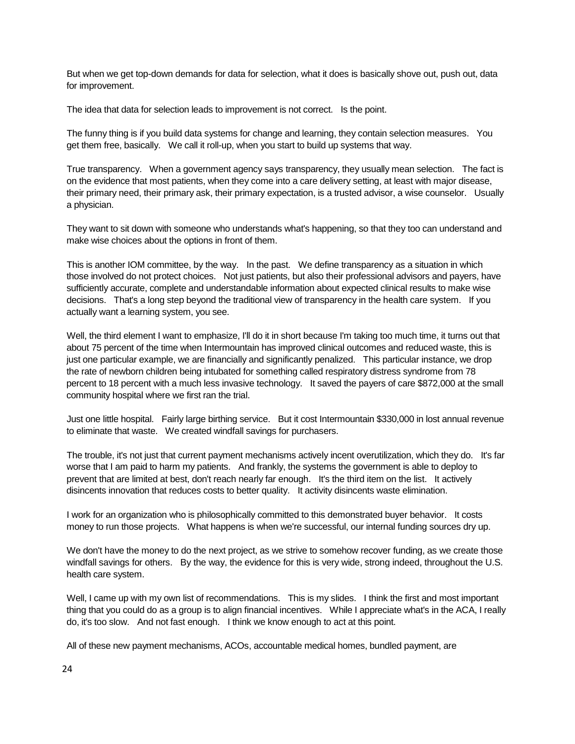But when we get top-down demands for data for selection, what it does is basically shove out, push out, data for improvement.

The idea that data for selection leads to improvement is not correct. Is the point.

The funny thing is if you build data systems for change and learning, they contain selection measures. You get them free, basically. We call it roll-up, when you start to build up systems that way.

True transparency. When a government agency says transparency, they usually mean selection. The fact is on the evidence that most patients, when they come into a care delivery setting, at least with major disease, their primary need, their primary ask, their primary expectation, is a trusted advisor, a wise counselor. Usually a physician.

They want to sit down with someone who understands what's happening, so that they too can understand and make wise choices about the options in front of them.

This is another IOM committee, by the way. In the past. We define transparency as a situation in which those involved do not protect choices. Not just patients, but also their professional advisors and payers, have sufficiently accurate, complete and understandable information about expected clinical results to make wise decisions. That's a long step beyond the traditional view of transparency in the health care system. If you actually want a learning system, you see.

Well, the third element I want to emphasize, I'll do it in short because I'm taking too much time, it turns out that about 75 percent of the time when Intermountain has improved clinical outcomes and reduced waste, this is just one particular example, we are financially and significantly penalized. This particular instance, we drop the rate of newborn children being intubated for something called respiratory distress syndrome from 78 percent to 18 percent with a much less invasive technology. It saved the payers of care $872,000 at the small community hospital where we first ran the trial.

Just one little hospital. Fairly large birthing service. But it cost Intermountain $330,000 in lost annual revenue to eliminate that waste. We created windfall savings for purchasers.

The trouble, it's not just that current payment mechanisms actively incent overutilization, which they do. It's far worse that I am paid to harm my patients. And frankly, the systems the government is able to deploy to prevent that are limited at best, don't reach nearly far enough. It's the third item on the list. It actively disincents innovation that reduces costs to better quality. It activity disincents waste elimination.

I work for an organization who is philosophically committed to this demonstrated buyer behavior. It costs money to run those projects. What happens is when we're successful, our internal funding sources dry up.

We don't have the money to do the next project, as we strive to somehow recover funding, as we create those windfall savings for others. By the way, the evidence for this is very wide, strong indeed, throughout the U.S. health care system.

Well, I came up with my own list of recommendations. This is my slides. I think the first and most important thing that you could do as a group is to align financial incentives. While I appreciate what's in the ACA, I really do, it's too slow. And not fast enough. I think we know enough to act at this point.

All of these new payment mechanisms, ACOs, accountable medical homes, bundled payment, are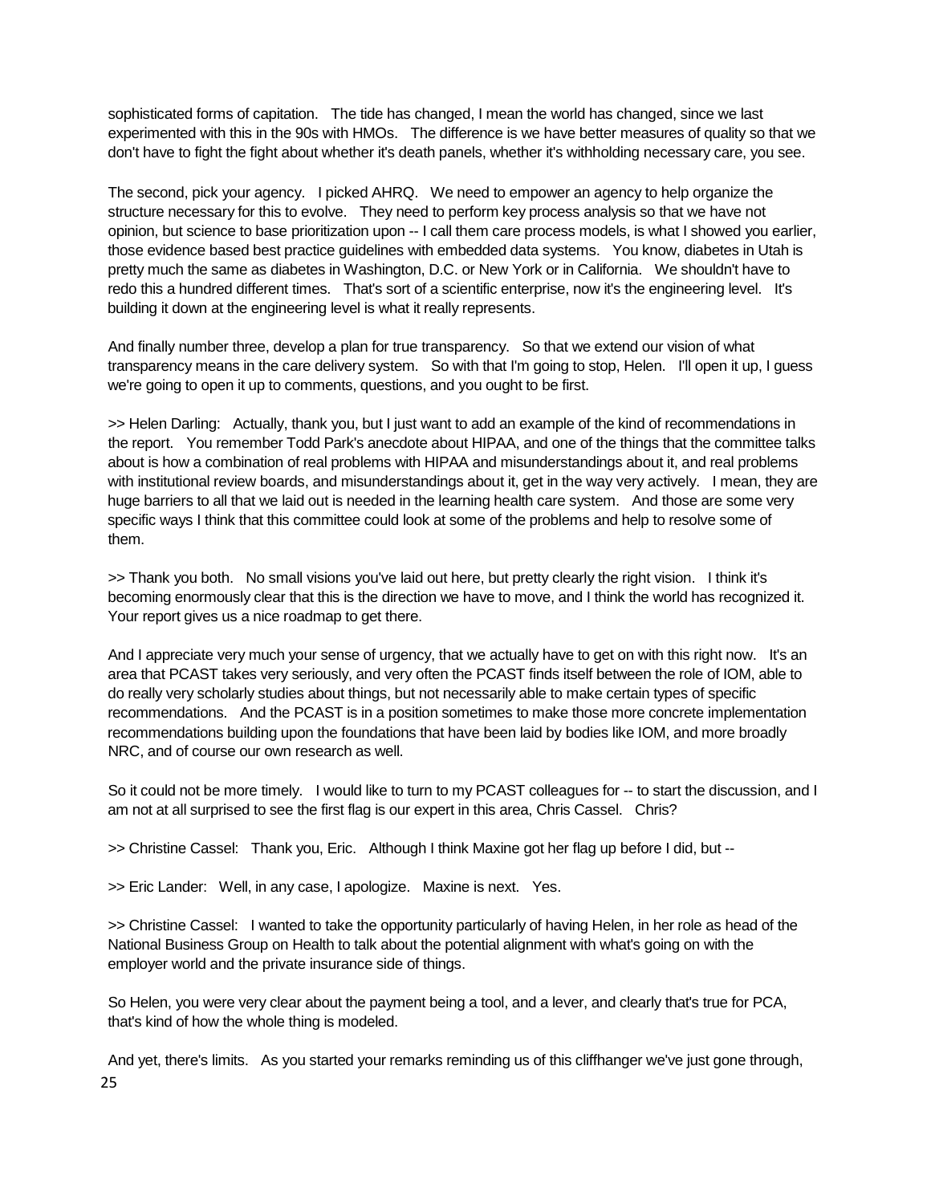sophisticated forms of capitation. The tide has changed, I mean the world has changed, since we last experimented with this in the 90s with HMOs. The difference is we have better measures of quality so that we don't have to fight the fight about whether it's death panels, whether it's withholding necessary care, you see.

The second, pick your agency. I picked AHRQ. We need to empower an agency to help organize the structure necessary for this to evolve. They need to perform key process analysis so that we have not opinion, but science to base prioritization upon -- I call them care process models, is what I showed you earlier, those evidence based best practice guidelines with embedded data systems. You know, diabetes in Utah is pretty much the same as diabetes in Washington, D.C. or New York or in California. We shouldn't have to redo this a hundred different times. That's sort of a scientific enterprise, now it's the engineering level. It's building it down at the engineering level is what it really represents.

And finally number three, develop a plan for true transparency. So that we extend our vision of what transparency means in the care delivery system. So with that I'm going to stop, Helen. I'll open it up, I guess we're going to open it up to comments, questions, and you ought to be first.

>> Helen Darling: Actually, thank you, but I just want to add an example of the kind of recommendations in the report. You remember Todd Park's anecdote about HIPAA, and one of the things that the committee talks about is how a combination of real problems with HIPAA and misunderstandings about it, and real problems with institutional review boards, and misunderstandings about it, get in the way very actively. I mean, they are huge barriers to all that we laid out is needed in the learning health care system. And those are some very specific ways I think that this committee could look at some of the problems and help to resolve some of them.

>> Thank you both. No small visions you've laid out here, but pretty clearly the right vision. I think it's becoming enormously clear that this is the direction we have to move, and I think the world has recognized it. Your report gives us a nice roadmap to get there.

And I appreciate very much your sense of urgency, that we actually have to get on with this right now. It's an area that PCAST takes very seriously, and very often the PCAST finds itself between the role of IOM, able to do really very scholarly studies about things, but not necessarily able to make certain types of specific recommendations. And the PCAST is in a position sometimes to make those more concrete implementation recommendations building upon the foundations that have been laid by bodies like IOM, and more broadly NRC, and of course our own research as well.

So it could not be more timely. I would like to turn to my PCAST colleagues for -- to start the discussion, and I am not at all surprised to see the first flag is our expert in this area, Chris Cassel. Chris?

>> Christine Cassel: Thank you, Eric. Although I think Maxine got her flag up before I did, but --

>> Eric Lander: Well, in any case, I apologize. Maxine is next. Yes.

>> Christine Cassel: I wanted to take the opportunity particularly of having Helen, in her role as head of the National Business Group on Health to talk about the potential alignment with what's going on with the employer world and the private insurance side of things.

So Helen, you were very clear about the payment being a tool, and a lever, and clearly that's true for PCA, that's kind of how the whole thing is modeled.

And yet, there's limits. As you started your remarks reminding us of this cliffhanger we've just gone through,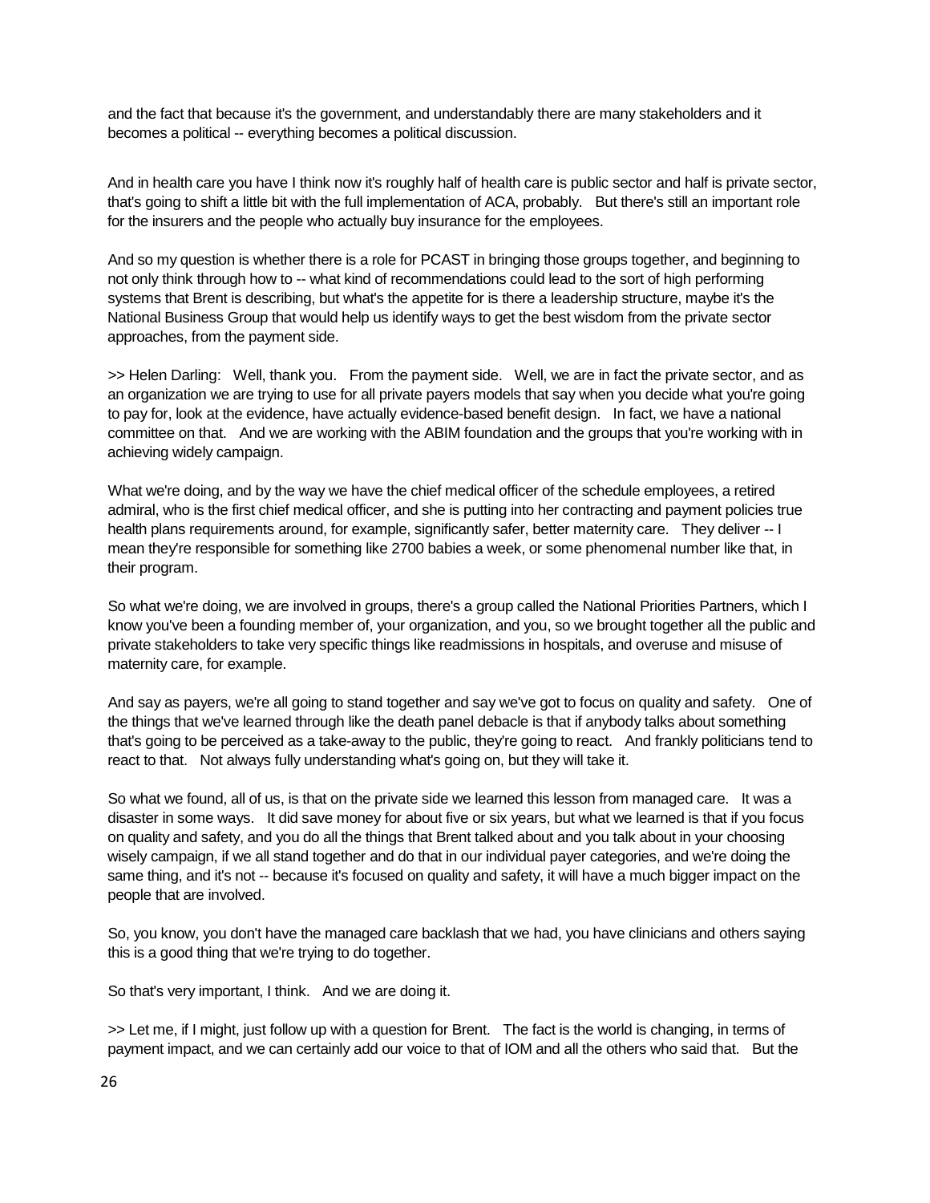and the fact that because it's the government, and understandably there are many stakeholders and it becomes a political -- everything becomes a political discussion.

And in health care you have I think now it's roughly half of health care is public sector and half is private sector, that's going to shift a little bit with the full implementation of ACA, probably. But there's still an important role for the insurers and the people who actually buy insurance for the employees.

And so my question is whether there is a role for PCAST in bringing those groups together, and beginning to not only think through how to -- what kind of recommendations could lead to the sort of high performing systems that Brent is describing, but what's the appetite for is there a leadership structure, maybe it's the National Business Group that would help us identify ways to get the best wisdom from the private sector approaches, from the payment side.

>> Helen Darling: Well, thank you. From the payment side. Well, we are in fact the private sector, and as an organization we are trying to use for all private payers models that say when you decide what you're going to pay for, look at the evidence, have actually evidence-based benefit design. In fact, we have a national committee on that. And we are working with the ABIM foundation and the groups that you're working with in achieving widely campaign.

What we're doing, and by the way we have the chief medical officer of the schedule employees, a retired admiral, who is the first chief medical officer, and she is putting into her contracting and payment policies true health plans requirements around, for example, significantly safer, better maternity care. They deliver -- I mean they're responsible for something like 2700 babies a week, or some phenomenal number like that, in their program.

So what we're doing, we are involved in groups, there's a group called the National Priorities Partners, which I know you've been a founding member of, your organization, and you, so we brought together all the public and private stakeholders to take very specific things like readmissions in hospitals, and overuse and misuse of maternity care, for example.

And say as payers, we're all going to stand together and say we've got to focus on quality and safety. One of the things that we've learned through like the death panel debacle is that if anybody talks about something that's going to be perceived as a take-away to the public, they're going to react. And frankly politicians tend to react to that. Not always fully understanding what's going on, but they will take it.

So what we found, all of us, is that on the private side we learned this lesson from managed care. It was a disaster in some ways. It did save money for about five or six years, but what we learned is that if you focus on quality and safety, and you do all the things that Brent talked about and you talk about in your choosing wisely campaign, if we all stand together and do that in our individual payer categories, and we're doing the same thing, and it's not -- because it's focused on quality and safety, it will have a much bigger impact on the people that are involved.

So, you know, you don't have the managed care backlash that we had, you have clinicians and others saying this is a good thing that we're trying to do together.

So that's very important, I think. And we are doing it.

>> Let me, if I might, just follow up with a question for Brent. The fact is the world is changing, in terms of payment impact, and we can certainly add our voice to that of IOM and all the others who said that. But the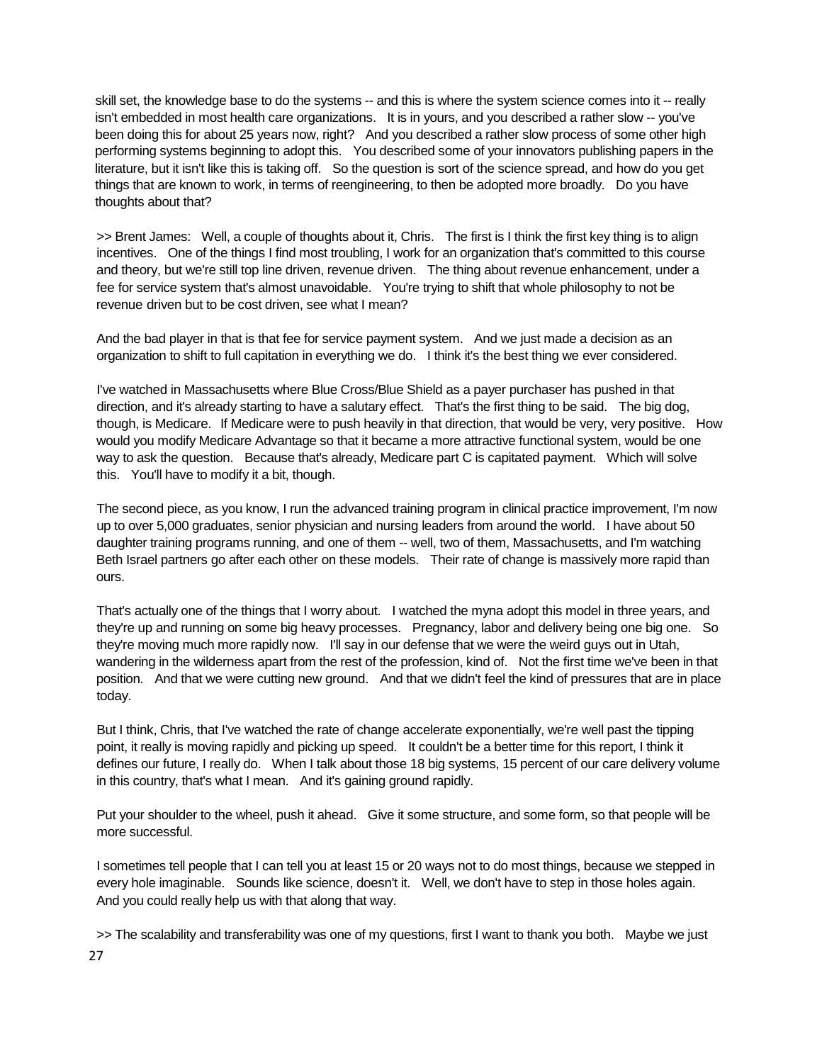skill set, the knowledge base to do the systems -- and this is where the system science comes into it -- really isn't embedded in most health care organizations. It is in yours, and you described a rather slow -- you've been doing this for about 25 years now, right? And you described a rather slow process of some other high performing systems beginning to adopt this. You described some of your innovators publishing papers in the literature, but it isn't like this is taking off. So the question is sort of the science spread, and how do you get things that are known to work, in terms of reengineering, to then be adopted more broadly. Do you have thoughts about that?

>> Brent James: Well, a couple of thoughts about it, Chris. The first is I think the first key thing is to align incentives. One of the things I find most troubling, I work for an organization that's committed to this course and theory, but we're still top line driven, revenue driven. The thing about revenue enhancement, under a fee for service system that's almost unavoidable. You're trying to shift that whole philosophy to not be revenue driven but to be cost driven, see what I mean?

And the bad player in that is that fee for service payment system. And we just made a decision as an organization to shift to full capitation in everything we do. I think it's the best thing we ever considered.

I've watched in Massachusetts where Blue Cross/Blue Shield as a payer purchaser has pushed in that direction, and it's already starting to have a salutary effect. That's the first thing to be said. The big dog, though, is Medicare. If Medicare were to push heavily in that direction, that would be very, very positive. How would you modify Medicare Advantage so that it became a more attractive functional system, would be one way to ask the question. Because that's already, Medicare part C is capitated payment. Which will solve this. You'll have to modify it a bit, though.

The second piece, as you know, I run the advanced training program in clinical practice improvement, I'm now up to over 5,000 graduates, senior physician and nursing leaders from around the world. I have about 50 daughter training programs running, and one of them -- well, two of them, Massachusetts, and I'm watching Beth Israel partners go after each other on these models. Their rate of change is massively more rapid than ours.

That's actually one of the things that I worry about. I watched the myna adopt this model in three years, and they're up and running on some big heavy processes. Pregnancy, labor and delivery being one big one. So they're moving much more rapidly now. I'll say in our defense that we were the weird guys out in Utah, wandering in the wilderness apart from the rest of the profession, kind of. Not the first time we've been in that position. And that we were cutting new ground. And that we didn't feel the kind of pressures that are in place today.

But I think, Chris, that I've watched the rate of change accelerate exponentially, we're well past the tipping point, it really is moving rapidly and picking up speed. It couldn't be a better time for this report, I think it defines our future, I really do. When I talk about those 18 big systems, 15 percent of our care delivery volume in this country, that's what I mean. And it's gaining ground rapidly.

Put your shoulder to the wheel, push it ahead. Give it some structure, and some form, so that people will be more successful.

I sometimes tell people that I can tell you at least 15 or 20 ways not to do most things, because we stepped in every hole imaginable. Sounds like science, doesn't it. Well, we don't have to step in those holes again. And you could really help us with that along that way.

>> The scalability and transferability was one of my questions, first I want to thank you both. Maybe we just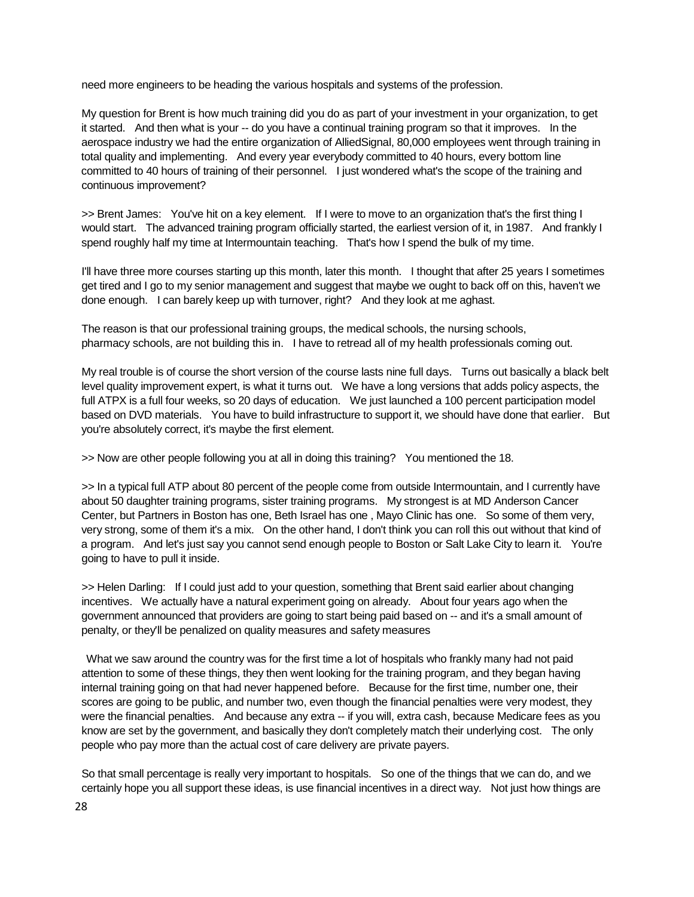need more engineers to be heading the various hospitals and systems of the profession.

My question for Brent is how much training did you do as part of your investment in your organization, to get it started. And then what is your -- do you have a continual training program so that it improves. In the aerospace industry we had the entire organization of AlliedSignal, 80,000 employees went through training in total quality and implementing. And every year everybody committed to 40 hours, every bottom line committed to 40 hours of training of their personnel. I just wondered what's the scope of the training and continuous improvement?

>> Brent James: You've hit on a key element. If I were to move to an organization that's the first thing I would start. The advanced training program officially started, the earliest version of it, in 1987. And frankly I spend roughly half my time at Intermountain teaching. That's how I spend the bulk of my time.

I'll have three more courses starting up this month, later this month. I thought that after 25 years I sometimes get tired and I go to my senior management and suggest that maybe we ought to back off on this, haven't we done enough. I can barely keep up with turnover, right? And they look at me aghast.

The reason is that our professional training groups, the medical schools, the nursing schools, pharmacy schools, are not building this in. I have to retread all of my health professionals coming out.

My real trouble is of course the short version of the course lasts nine full days. Turns out basically a black belt level quality improvement expert, is what it turns out. We have a long versions that adds policy aspects, the full ATPX is a full four weeks, so 20 days of education. We just launched a 100 percent participation model based on DVD materials. You have to build infrastructure to support it, we should have done that earlier. But you're absolutely correct, it's maybe the first element.

>> Now are other people following you at all in doing this training? You mentioned the 18.

>> In a typical full ATP about 80 percent of the people come from outside Intermountain, and I currently have about 50 daughter training programs, sister training programs. My strongest is at MD Anderson Cancer Center, but Partners in Boston has one, Beth Israel has one , Mayo Clinic has one. So some of them very, very strong, some of them it's a mix. On the other hand, I don't think you can roll this out without that kind of a program. And let's just say you cannot send enough people to Boston or Salt Lake City to learn it. You're going to have to pull it inside.

>> Helen Darling: If I could just add to your question, something that Brent said earlier about changing incentives. We actually have a natural experiment going on already. About four years ago when the government announced that providers are going to start being paid based on -- and it's a small amount of penalty, or they'll be penalized on quality measures and safety measures

What we saw around the country was for the first time a lot of hospitals who frankly many had not paid attention to some of these things, they then went looking for the training program, and they began having internal training going on that had never happened before. Because for the first time, number one, their scores are going to be public, and number two, even though the financial penalties were very modest, they were the financial penalties. And because any extra -- if you will, extra cash, because Medicare fees as you know are set by the government, and basically they don't completely match their underlying cost. The only people who pay more than the actual cost of care delivery are private payers.

So that small percentage is really very important to hospitals. So one of the things that we can do, and we certainly hope you all support these ideas, is use financial incentives in a direct way. Not just how things are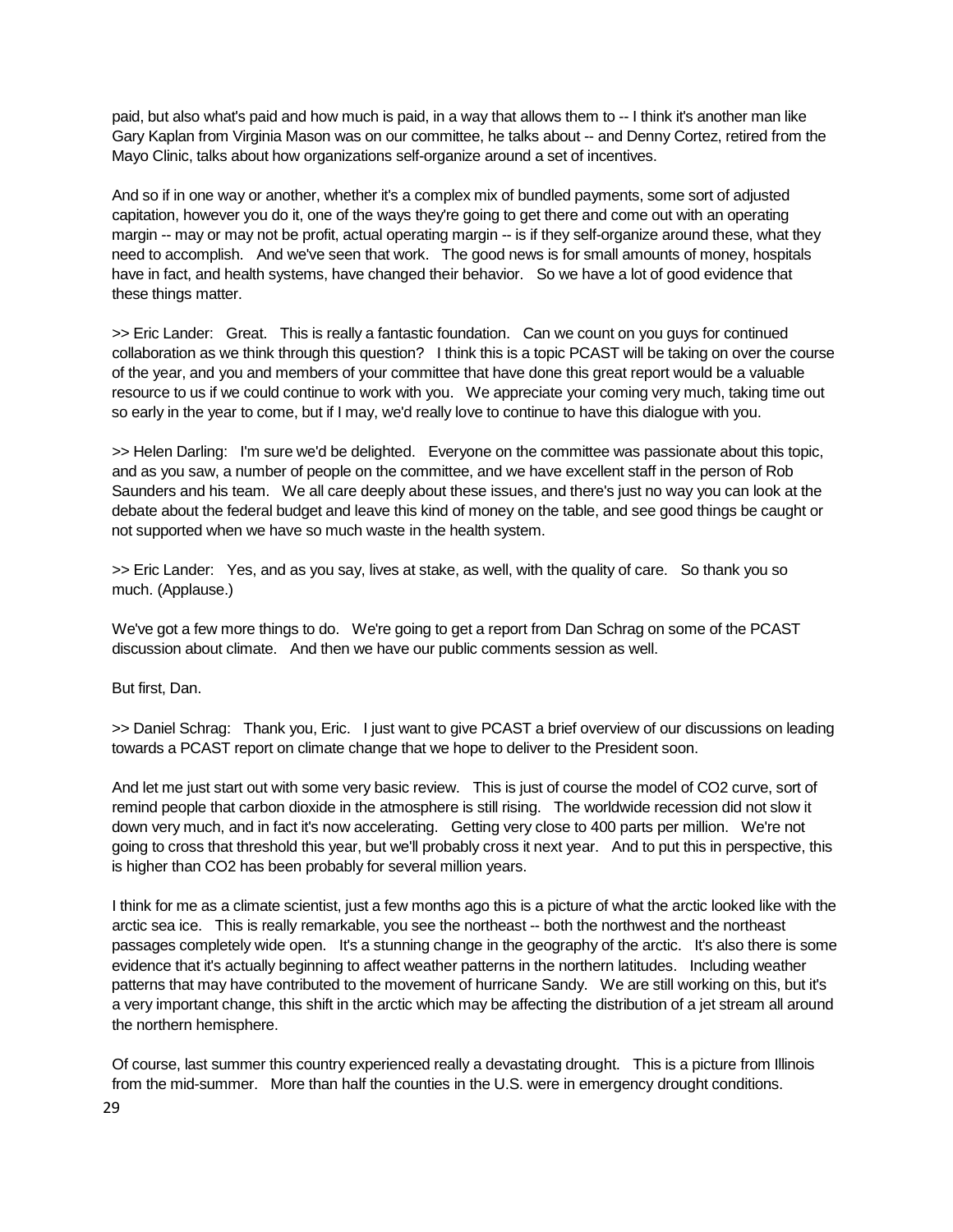paid, but also what's paid and how much is paid, in a way that allows them to -- I think it's another man like Gary Kaplan from Virginia Mason was on our committee, he talks about -- and Denny Cortez, retired from the Mayo Clinic, talks about how organizations self-organize around a set of incentives.

And so if in one way or another, whether it's a complex mix of bundled payments, some sort of adjusted capitation, however you do it, one of the ways they're going to get there and come out with an operating margin -- may or may not be profit, actual operating margin -- is if they self-organize around these, what they need to accomplish. And we've seen that work. The good news is for small amounts of money, hospitals have in fact, and health systems, have changed their behavior. So we have a lot of good evidence that these things matter.

>> Eric Lander: Great. This is really a fantastic foundation. Can we count on you guys for continued collaboration as we think through this question? I think this is a topic PCAST will be taking on over the course of the year, and you and members of your committee that have done this great report would be a valuable resource to us if we could continue to work with you. We appreciate your coming very much, taking time out so early in the year to come, but if I may, we'd really love to continue to have this dialogue with you.

>> Helen Darling: I'm sure we'd be delighted. Everyone on the committee was passionate about this topic, and as you saw, a number of people on the committee, and we have excellent staff in the person of Rob Saunders and his team. We all care deeply about these issues, and there's just no way you can look at the debate about the federal budget and leave this kind of money on the table, and see good things be caught or not supported when we have so much waste in the health system.

>> Eric Lander: Yes, and as you say, lives at stake, as well, with the quality of care. So thank you so much. (Applause.)

We've got a few more things to do. We're going to get a report from Dan Schrag on some of the PCAST discussion about climate. And then we have our public comments session as well.

But first, Dan.

>> Daniel Schrag: Thank you, Eric. I just want to give PCAST a brief overview of our discussions on leading towards a PCAST report on climate change that we hope to deliver to the President soon.

And let me just start out with some very basic review. This is just of course the model of CO2 curve, sort of remind people that carbon dioxide in the atmosphere is still rising. The worldwide recession did not slow it down very much, and in fact it's now accelerating. Getting very close to 400 parts per million. We're not going to cross that threshold this year, but we'll probably cross it next year. And to put this in perspective, this is higher than CO2 has been probably for several million years.

I think for me as a climate scientist, just a few months ago this is a picture of what the arctic looked like with the arctic sea ice. This is really remarkable, you see the northeast -- both the northwest and the northeast passages completely wide open. It's a stunning change in the geography of the arctic. It's also there is some evidence that it's actually beginning to affect weather patterns in the northern latitudes. Including weather patterns that may have contributed to the movement of hurricane Sandy. We are still working on this, but it's a very important change, this shift in the arctic which may be affecting the distribution of a jet stream all around the northern hemisphere.

Of course, last summer this country experienced really a devastating drought. This is a picture from Illinois from the mid-summer. More than half the counties in the U.S. were in emergency drought conditions.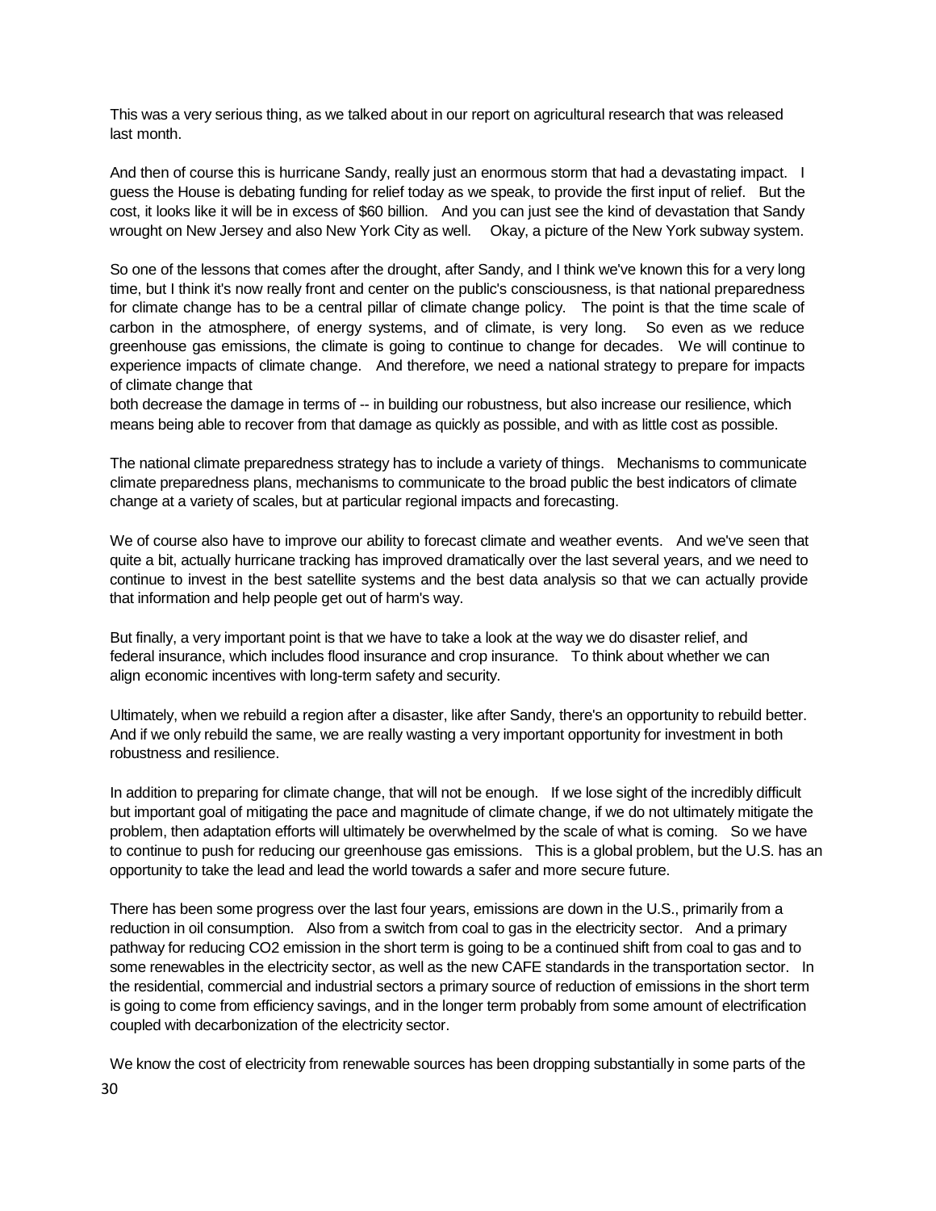This was a very serious thing, as we talked about in our report on agricultural research that was released last month.

And then of course this is hurricane Sandy, really just an enormous storm that had a devastating impact. I guess the House is debating funding for relief today as we speak, to provide the first input of relief. But the cost, it looks like it will be in excess of $60 billion. And you can just see the kind of devastation that Sandy wrought on New Jersey and also New York City as well. Okay, a picture of the New York subway system.

So one of the lessons that comes after the drought, after Sandy, and I think we've known this for a very long time, but I think it's now really front and center on the public's consciousness, is that national preparedness for climate change has to be a central pillar of climate change policy. The point is that the time scale of carbon in the atmosphere, of energy systems, and of climate, is very long. So even as we reduce greenhouse gas emissions, the climate is going to continue to change for decades. We will continue to experience impacts of climate change. And therefore, we need a national strategy to prepare for impacts of climate change that both decrease the damage in terms of -- in building our robustness, but also increase our resilience, which means being able to recover from that damage as quickly as possible, and with as little cost as possible.

The national climate preparedness strategy has to include a variety of things. Mechanisms to communicate climate preparedness plans, mechanisms to communicate to the broad public the best indicators of climate change at a variety of scales, but at particular regional impacts and forecasting.

We of course also have to improve our ability to forecast climate and weather events. And we've seen that quite a bit, actually hurricane tracking has improved dramatically over the last several years, and we need to continue to invest in the best satellite systems and the best data analysis so that we can actually provide that information and help people get out of harm's way.

But finally, a very important point is that we have to take a look at the way we do disaster relief, and federal insurance, which includes flood insurance and crop insurance. To think about whether we can align economic incentives with long-term safety and security.

Ultimately, when we rebuild a region after a disaster, like after Sandy, there's an opportunity to rebuild better. And if we only rebuild the same, we are really wasting a very important opportunity for investment in both robustness and resilience.

In addition to preparing for climate change, that will not be enough. If we lose sight of the incredibly difficult but important goal of mitigating the pace and magnitude of climate change, if we do not ultimately mitigate the problem, then adaptation efforts will ultimately be overwhelmed by the scale of what is coming. So we have to continue to push for reducing our greenhouse gas emissions. This is a global problem, but the U.S. has an opportunity to take the lead and lead the world towards a safer and more secure future.

There has been some progress over the last four years, emissions are down in the U.S., primarily from a reduction in oil consumption. Also from a switch from coal to gas in the electricity sector. And a primary pathway for reducing $CO_2$ emission in the short term is going to be a continued shift from coal to gas and to some renewables in the electricity sector, as well as the new CAFE standards in the transportation sector. In the residential, commercial and industrial sectors a primary source of reduction of emissions in the short term is going to come from efficiency savings, and in the longer term probably from some amount of electrification coupled with decarbonization of the electricity sector.

We know the cost of electricity from renewable sources has been dropping substantially in some parts of the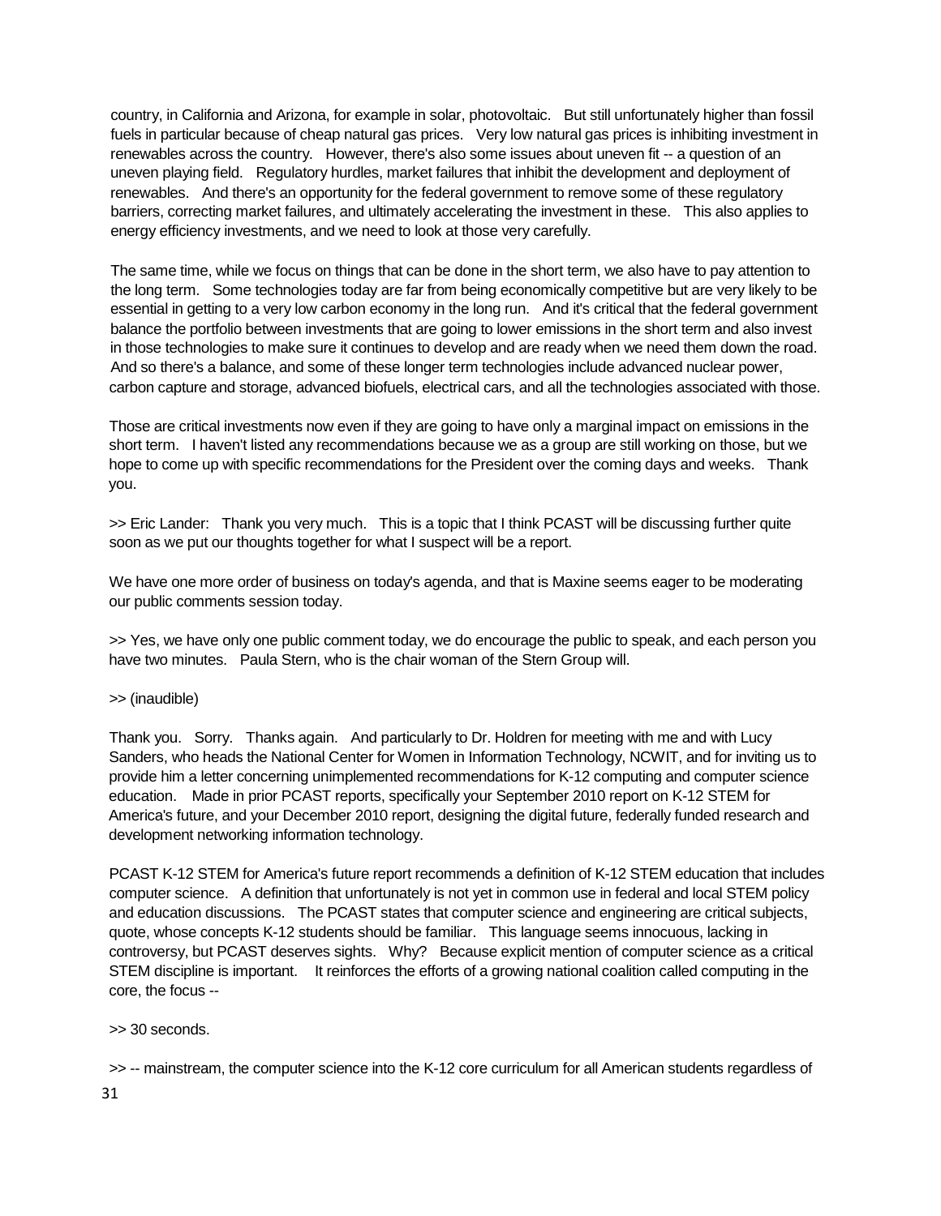country, in California and Arizona, for example in solar, photovoltaic. But still unfortunately higher than fossil fuels in particular because of cheap natural gas prices. Very low natural gas prices is inhibiting investment in renewables across the country. However, there's also some issues about uneven fit -- a question of an uneven playing field. Regulatory hurdles, market failures that inhibit the development and deployment of renewables. And there's an opportunity for the federal government to remove some of these regulatory barriers, correcting market failures, and ultimately accelerating the investment in these. This also applies to energy efficiency investments, and we need to look at those very carefully.

The same time, while we focus on things that can be done in the short term, we also have to pay attention to the long term. Some technologies today are far from being economically competitive but are very likely to be essential in getting to a very low carbon economy in the long run. And it's critical that the federal government balance the portfolio between investments that are going to lower emissions in the short term and also invest in those technologies to make sure it continues to develop and are ready when we need them down the road. And so there's a balance, and some of these longer term technologies include advanced nuclear power, carbon capture and storage, advanced biofuels, electrical cars, and all the technologies associated with those.

Those are critical investments now even if they are going to have only a marginal impact on emissions in the short term. I haven't listed any recommendations because we as a group are still working on those, but we hope to come up with specific recommendations for the President over the coming days and weeks. Thank you.

>> Eric Lander: Thank you very much. This is a topic that I think PCAST will be discussing further quite soon as we put our thoughts together for what I suspect will be a report.

We have one more order of business on today's agenda, and that is Maxine seems eager to be moderating our public comments session today.

>> Yes, we have only one public comment today, we do encourage the public to speak, and each person you have two minutes. Paula Stern, who is the chair woman of the Stern Group will.

>> (inaudible)

Thank you. Sorry. Thanks again. And particularly to Dr. Holdren for meeting with me and with Lucy Sanders, who heads the National Center for Women in Information Technology, NCWIT, and for inviting us to provide him a letter concerning unimplemented recommendations for K-12 computing and computer science education. Made in prior PCAST reports, specifically your September 2010 report on K-12 STEM for America's future, and your December 2010 report, designing the digital future, federally funded research and development networking information technology.

PCAST K-12 STEM for America's future report recommends a definition of K-12 STEM education that includes computer science. A definition that unfortunately is not yet in common use in federal and local STEM policy and education discussions. The PCAST states that computer science and engineering are critical subjects, quote, whose concepts K-12 students should be familiar. This language seems innocuous, lacking in controversy, but PCAST deserves sights. Why? Because explicit mention of computer science as a critical STEM discipline is important. It reinforces the efforts of a growing national coalition called computing in the core, the focus --

>> 30 seconds.

>> -- mainstream, the computer science into the K-12 core curriculum for all American students regardless of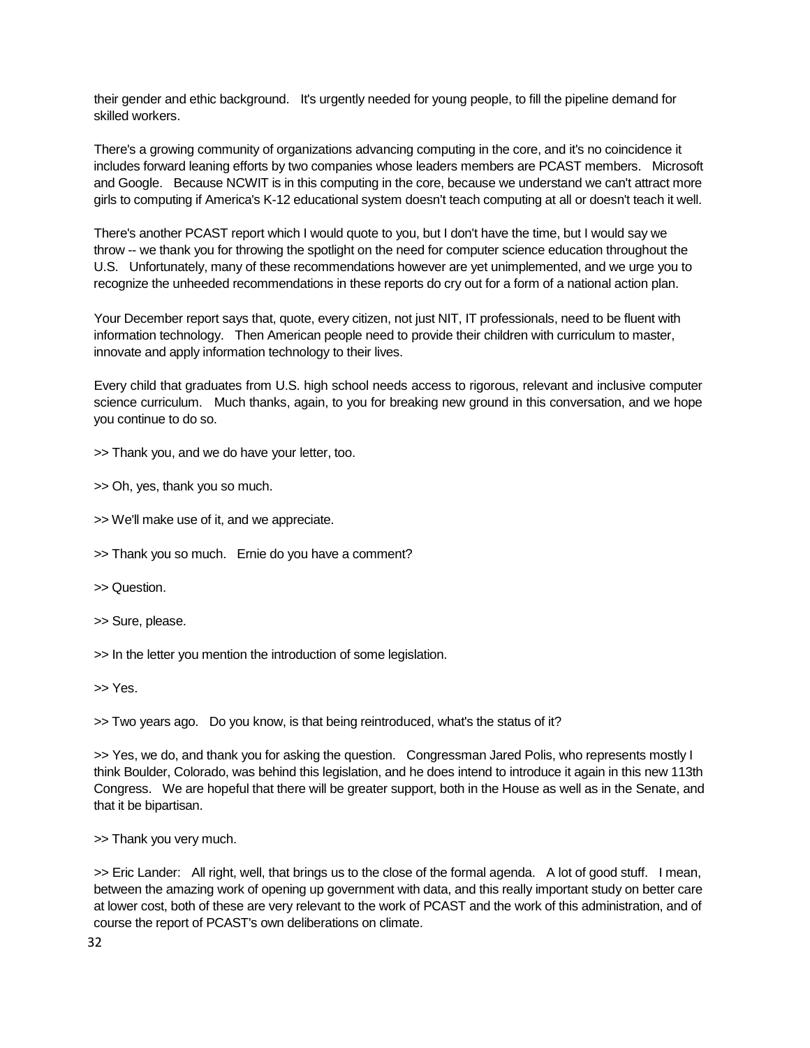their gender and ethic background. It's urgently needed for young people, to fill the pipeline demand for skilled workers.

There's a growing community of organizations advancing computing in the core, and it's no coincidence it includes forward leaning efforts by two companies whose leaders members are PCAST members. Microsoft and Google. Because NCWIT is in this computing in the core, because we understand we can't attract more girls to computing if America's K-12 educational system doesn't teach computing at all or doesn't teach it well.

There's another PCAST report which I would quote to you, but I don't have the time, but I would say we throw -- we thank you for throwing the spotlight on the need for computer science education throughout the U.S. Unfortunately, many of these recommendations however are yet unimplemented, and we urge you to recognize the unheeded recommendations in these reports do cry out for a form of a national action plan.

Your December report says that, quote, every citizen, not just NIT, IT professionals, need to be fluent with information technology. Then American people need to provide their children with curriculum to master, innovate and apply information technology to their lives.

Every child that graduates from U.S. high school needs access to rigorous, relevant and inclusive computer science curriculum. Much thanks, again, to you for breaking new ground in this conversation, and we hope you continue to do so.

>> Thank you, and we do have your letter, too.

>> Oh, yes, thank you so much.

>> We'll make use of it, and we appreciate.

>> Thank you so much. Ernie do you have a comment?

>> Question.

>> Sure, please.

>> In the letter you mention the introduction of some legislation.

>> Yes.

>> Two years ago. Do you know, is that being reintroduced, what's the status of it?

>> Yes, we do, and thank you for asking the question. Congressman Jared Polis, who represents mostly I think Boulder, Colorado, was behind this legislation, and he does intend to introduce it again in this new 113th Congress. We are hopeful that there will be greater support, both in the House as well as in the Senate, and that it be bipartisan.

>> Thank you very much.

>> Eric Lander: All right, well, that brings us to the close of the formal agenda. A lot of good stuff. I mean, between the amazing work of opening up government with data, and this really important study on better care at lower cost, both of these are very relevant to the work of PCAST and the work of this administration, and of course the report of PCAST's own deliberations on climate.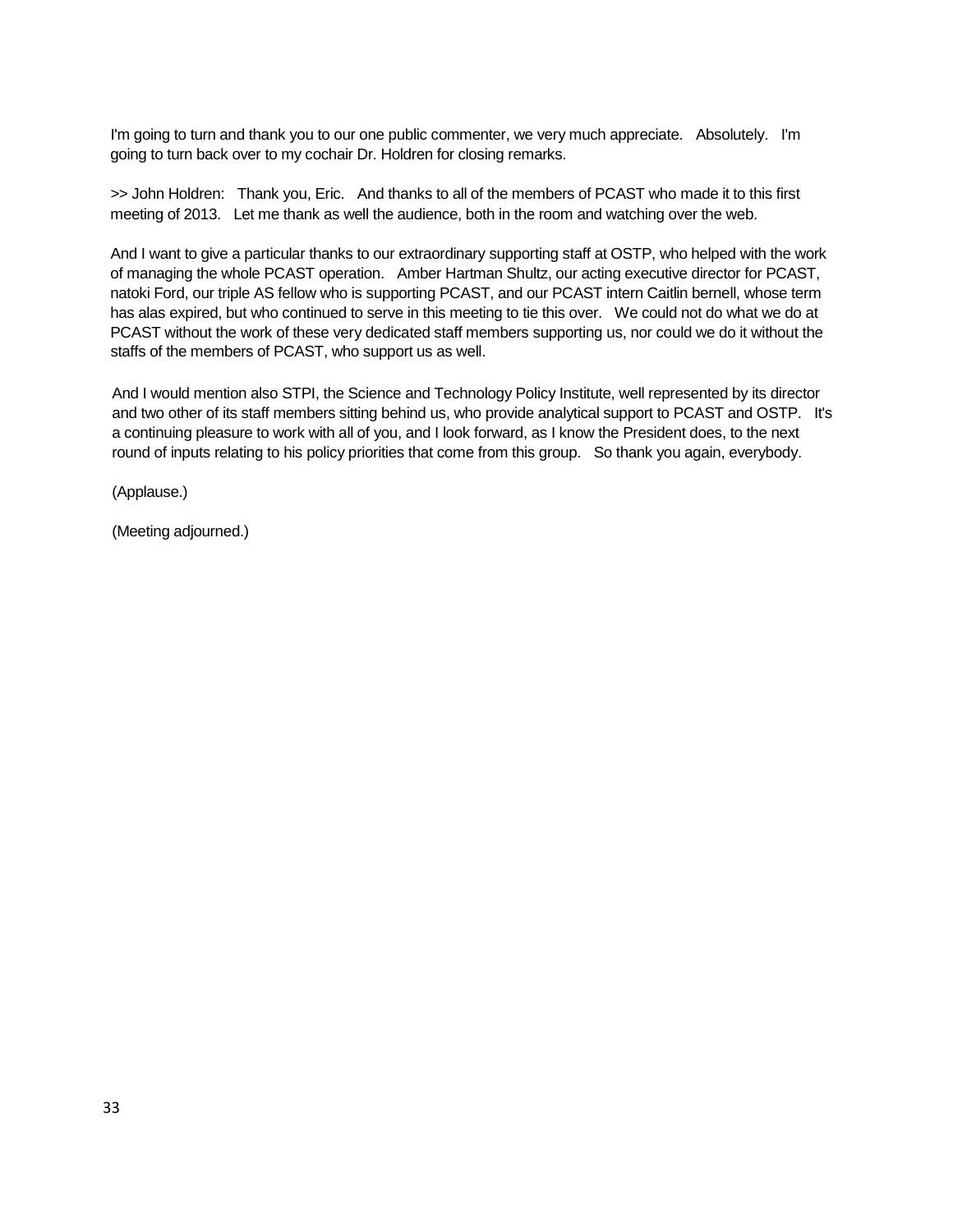I'm going to turn and thank you to our one public commenter, we very much appreciate. Absolutely. I'm going to turn back over to my cochair Dr. Holdren for closing remarks.

>> John Holdren: Thank you, Eric. And thanks to all of the members of PCAST who made it to this first meeting of 2013. Let me thank as well the audience, both in the room and watching over the web.

And I want to give a particular thanks to our extraordinary supporting staff at OSTP, who helped with the work of managing the whole PCAST operation. Amber Hartman Shultz, our acting executive director for PCAST, natoki Ford, our triple AS fellow who is supporting PCAST, and our PCAST intern Caitlin bernell, whose term has alas expired, but who continued to serve in this meeting to tie this over. We could not do what we do at PCAST without the work of these very dedicated staff members supporting us, nor could we do it without the staffs of the members of PCAST, who support us as well.

And I would mention also STPI, the Science and Technology Policy Institute, well represented by its director and two other of its staff members sitting behind us, who provide analytical support to PCAST and OSTP. It's a continuing pleasure to work with all of you, and I look forward, as I know the President does, to the next round of inputs relating to his policy priorities that come from this group. So thank you again, everybody.

(Applause.)

(Meeting adjourned.)